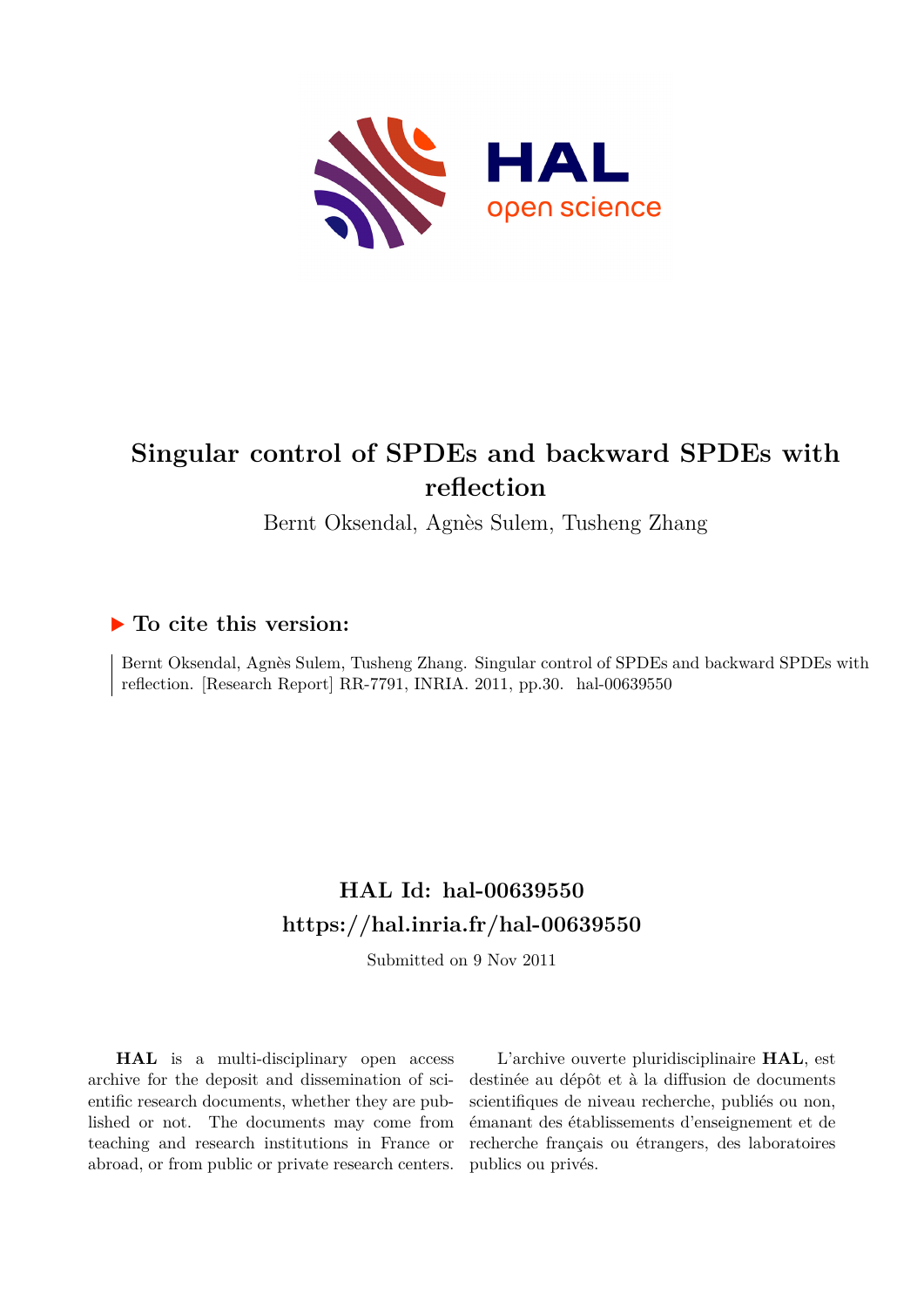# Singular control of SPDEs and backward SPDEs with reflection

Bernt Oksendal, Agnès Sulem, Tusheng Zhang

## ▶ To cite this version:

Bernt Oksendal, Agnès Sulem, Tusheng Zhang. Singular control of SPDEs and backward SPDEs with reflection. [Research Report] RR-7791, INRIA. 2011, pp.30. hal-00639550

## HAL Id: hal-00639550
## https://hal.inria.fr/hal-00639550

Submitted on 9 Nov 2011

**HAL** is a multi-disciplinary open access archive for the deposit and dissemination of scientific research documents, whether they are published or not. The documents may come from teaching and research institutions in France or abroad, or from public or private research centers.

L'archive ouverte pluridisciplinaire **HAL**, est destinée au dépôt et à la diffusion de documents scientifiques de niveau recherche, publiés ou non, émanant des établissements d'enseignement et de recherche français ou étrangers, des laboratoires publics ou privés.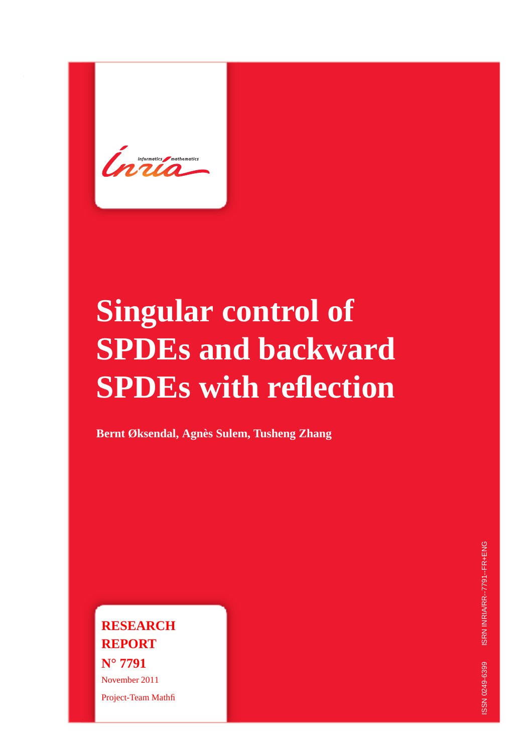# Singular control of SPDEs and backward SPDEs with reflection

**Bernt Øksendal, Agnès Sulem, Tusheng Zhang**

**RESEARCH REPORT**

**N° 7791**

November 2011

Project-Team Mathfi

ISRN INRIA/RR--7791--FR+ENG

ISSN 0249-6399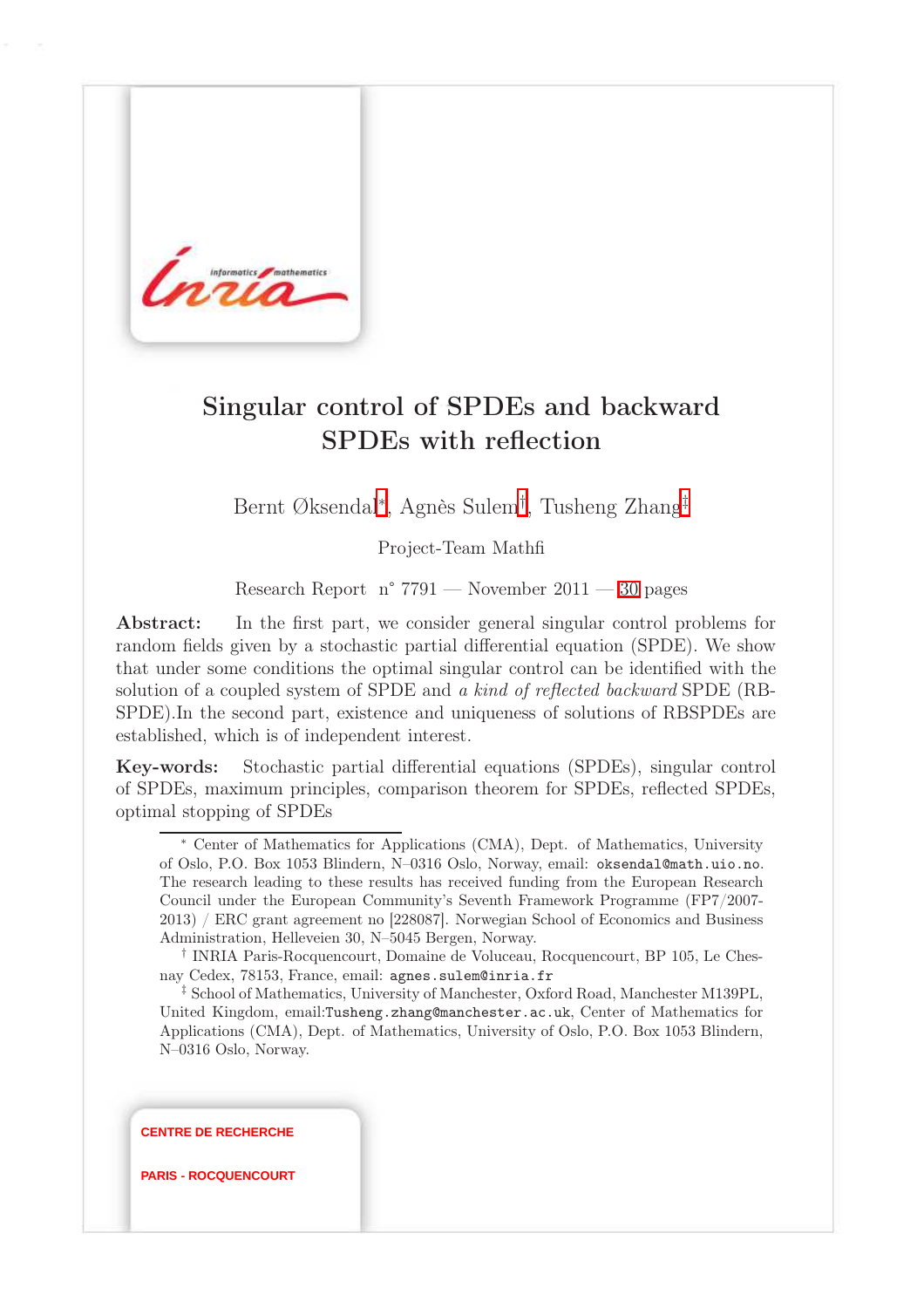# Singular control of SPDEs and backward SPDEs with reflection

Bernt Øksendal[*], Agnès Sulem[†], Tusheng Zhang[‡]

Project-Team Mathfi

Research Report n° 7791 — November 2011 — 30 pages

**Abstract:** In the first part, we consider general singular control problems for random fields given by a stochastic partial differential equation (SPDE). We show that under some conditions the optimal singular control can be identified with the solution of a coupled system of SPDE and *a kind of reflected backward* SPDE (RBSPDE).In the second part, existence and uniqueness of solutions of RBSPDEs are established, which is of independent interest.

**Key-words:** Stochastic partial differential equations (SPDEs), singular control of SPDEs, maximum principles, comparison theorem for SPDEs, reflected SPDEs, optimal stopping of SPDEs

[*] Center of Mathematics for Applications (CMA), Dept. of Mathematics, University of Oslo, P.O. Box 1053 Blindern, N–0316 Oslo, Norway, email: oksendal@math.uio.no. The research leading to these results has received funding from the European Research Council under the European Community's Seventh Framework Programme (FP7/2007-2013) / ERC grant agreement no [228087]. Norwegian School of Economics and Business Administration, Helleveien 30, N–5045 Bergen, Norway.

[†] INRIA Paris-Rocquencourt, Domaine de Voluceau, Rocquencourt, BP 105, Le Chesnay Cedex, 78153, France, email: agnes.sulem@inria.fr

[‡] School of Mathematics, University of Manchester, Oxford Road, Manchester M139PL, United Kingdom, email:Tusheng.zhang@manchester.ac.uk, Center of Mathematics for Applications (CMA), Dept. of Mathematics, University of Oslo, P.O. Box 1053 Blindern, N–0316 Oslo, Norway.

CENTRE DE RECHERCHE

PARIS - ROCQUENCOURT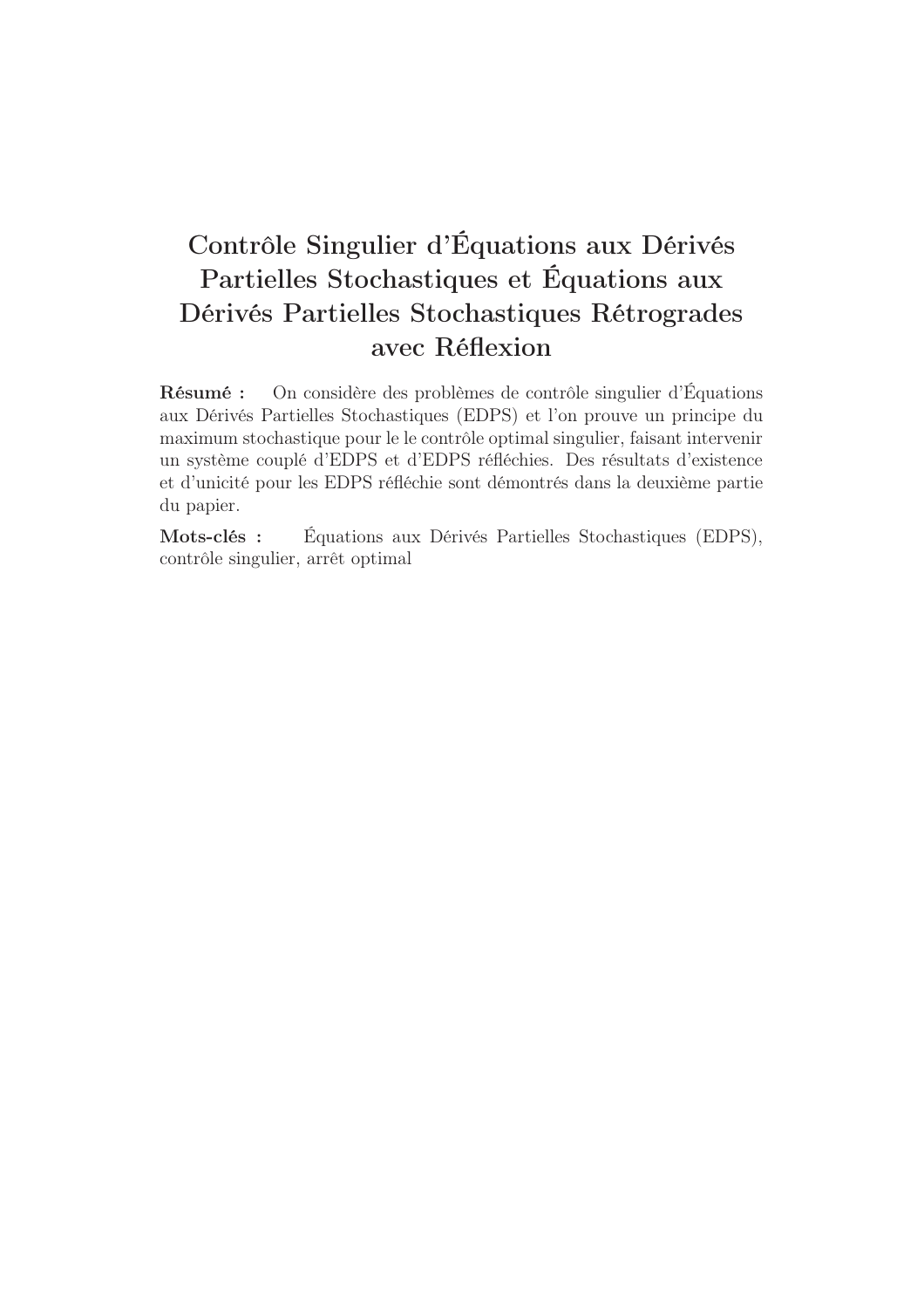# Contrôle Singulier d'Équations aux Dérivés Partielles Stochastiques et Équations aux Dérivés Partielles Stochastiques Rétrogrades avec Réflexion

**Résumé :** On considère des problèmes de contrôle singulier d'Équations aux Dérivés Partielles Stochastiques (EDPS) et l'on prouve un principe du maximum stochastique pour le le contrôle optimal singulier, faisant intervenir un système couplé d'EDPS et d'EDPS réfléchies. Des résultats d'existence et d'unicité pour les EDPS réfléchie sont démontrés dans la deuxième partie du papier.

**Mots-clés :** Équations aux Dérivés Partielles Stochastiques (EDPS), contrôle singulier, arrêt optimal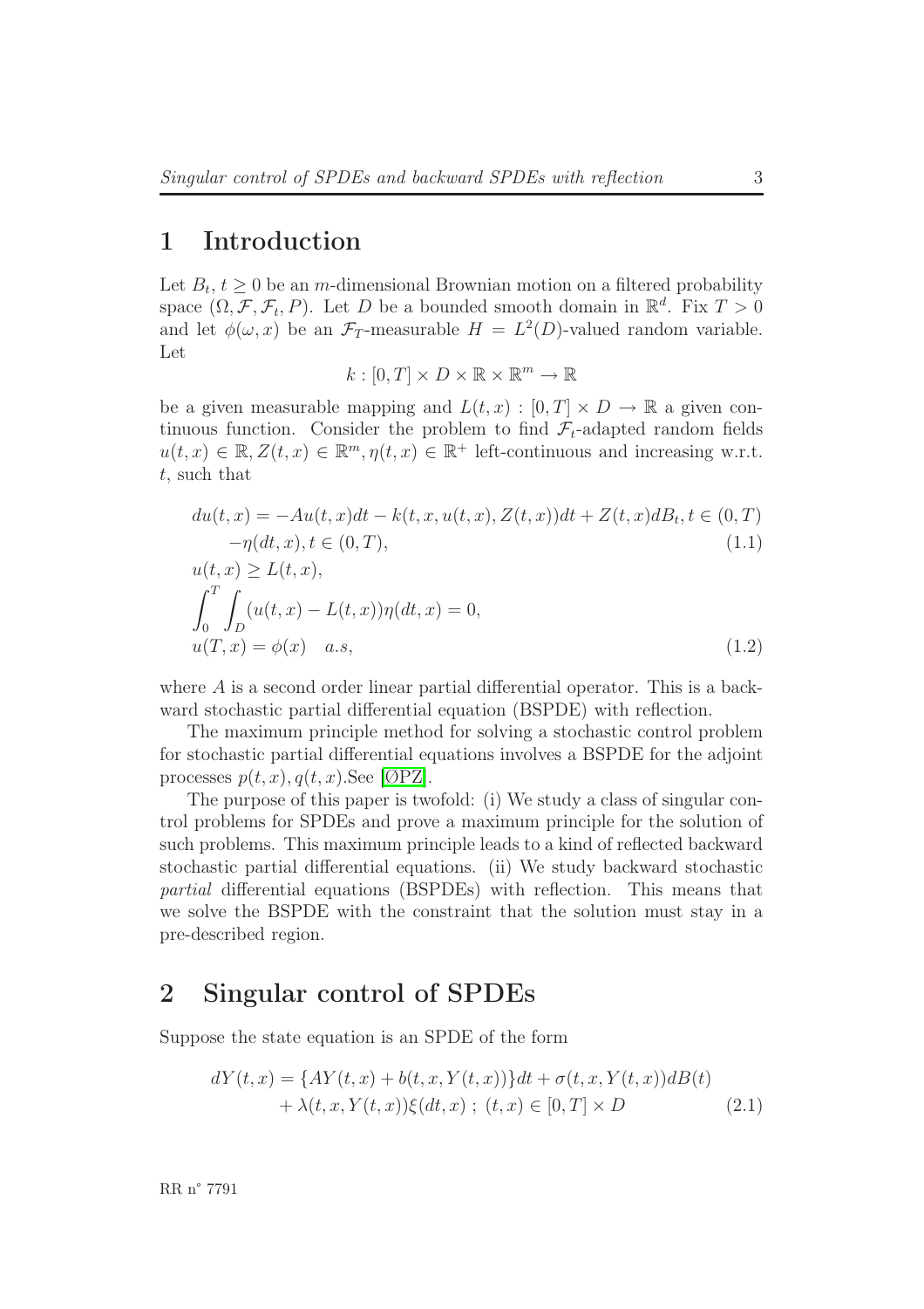# 1 Introduction

Let $B_t, t \geq 0$ be an $m$-dimensional Brownian motion on a filtered probability space $(\Omega, \mathcal{F}, \mathcal{F}_t, P)$. Let $D$ be a bounded smooth domain in $\mathbb{R}^d$. Fix $T > 0$ and let $\phi(\omega, x)$ be an $\mathcal{F}_T$-measurable $H = L^2(D)$-valued random variable. Let

$$k : [0,T] \times D \times \mathbb{R} \times \mathbb{R}^m \to \mathbb{R}$$

be a given measurable mapping and $L(t,x) : [0,T] \times D \to \mathbb{R}$ a given continuous function. Consider the problem to find $\mathcal{F}_t$-adapted random fields $u(t,x) \in \mathbb{R}, Z(t,x) \in \mathbb{R}^m, \eta(t,x) \in \mathbb{R}^+$ left-continuous and increasing w.r.t. $t$, such that

$$\begin{aligned} du(t,x) &= -Au(t,x)dt - k(t,x,u(t,x),Z(t,x))dt + Z(t,x)dB_t, t \in (0,T) \\ &\quad -\eta(dt,x), t \in (0,T), \qquad (1.1) \\ u(t,x) &\geq L(t,x), \\ \int_0^T &\int_D (u(t,x) - L(t,x))\eta(dt,x) = 0, \\ u(T,x) &= \phi(x) \quad a.s, \qquad (1.2) \end{aligned}$$

where $A$ is a second order linear partial differential operator. This is a backward stochastic partial differential equation (BSPDE) with reflection.

The maximum principle method for solving a stochastic control problem for stochastic partial differential equations involves a BSPDE for the adjoint processes $p(t,x), q(t,x)$.See [ØPZ].

The purpose of this paper is twofold: (i) We study a class of singular control problems for SPDEs and prove a maximum principle for the solution of such problems. This maximum principle leads to a kind of reflected backward stochastic partial differential equations. (ii) We study backward stochastic *partial* differential equations (BSPDEs) with reflection. This means that we solve the BSPDE with the constraint that the solution must stay in a pre-described region.

# 2 Singular control of SPDEs

Suppose the state equation is an SPDE of the form

$$\begin{aligned} dY(t,x) &= \{AY(t,x) + b(t,x,Y(t,x))\}dt + \sigma(t,x,Y(t,x))dB(t) \\ &\quad + \lambda(t,x,Y(t,x))\xi(dt,x) \; ; \; (t,x) \in [0,T] \times D \qquad (2.1) \end{aligned}$$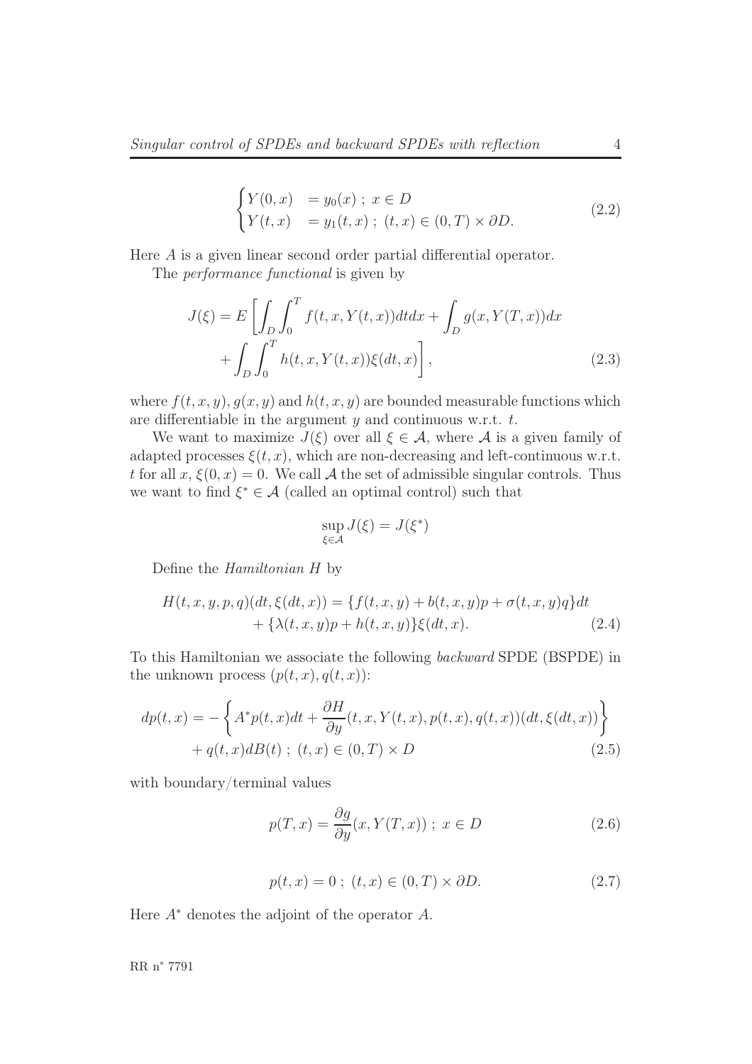$$
\begin{cases} Y(0,x) &= y_0(x) \; ; \; x \in D \\ Y(t,x) &= y_1(t,x) \; ; \; (t,x) \in (0,T) \times \partial D. \end{cases} \tag{2.2}
$$

Here $A$ is a given linear second order partial differential operator.

The *performance functional* is given by

$$
\begin{aligned}
J(\xi) = E\bigg[ \int_D \int_0^T f(t,x,Y(t,x)) dt dx + \int_D g(x, Y(T,x)) dx \\
+ \int_D \int_0^T h(t,x,Y(t,x)) \xi(dt,x) \bigg],
\end{aligned} \tag{2.3}
$$

where $f(t,x,y)$, $g(x,y)$ and $h(t,x,y)$ are bounded measurable functions which are differentiable in the argument $y$ and continuous w.r.t. $t$.

We want to maximize $J(\xi)$ over all $\xi \in \mathcal{A}$, where $\mathcal{A}$ is a given family of adapted processes $\xi(t,x)$, which are non-decreasing and left-continuous w.r.t. $t$ for all $x$, $\xi(0,x) = 0$. We call $\mathcal{A}$ the set of admissible singular controls. Thus we want to find $\xi^* \in \mathcal{A}$ (called an optimal control) such that

$$
\sup_{\xi \in \mathcal{A}} J(\xi) = J(\xi^*)
$$

Define the *Hamiltonian* $H$ by

$$
\begin{aligned}
H(t,x,y,p,q)(dt, \xi(dt,x)) = \{ f(t,x,y) + b(t,x,y)p + \sigma(t,x,y)q \} dt \\
+ \{ \lambda(t,x,y)p + h(t,x,y) \} \xi(dt,x).
\end{aligned} \tag{2.4}
$$

To this Hamiltonian we associate the following *backward* SPDE (BSPDE) in the unknown process $(p(t,x), q(t,x))$:

$$
\begin{aligned}
dp(t,x) = -\left\{ A^* p(t,x) dt + \frac{\partial H}{\partial y}(t,x,Y(t,x),p(t,x),q(t,x))(dt, \xi(dt,x)) \right\} \\
+ q(t,x) dB(t) \; ; \; (t,x) \in (0,T) \times D
\end{aligned} \tag{2.5}
$$

with boundary/terminal values

$$
p(T,x) = \frac{\partial g}{\partial y}(x, Y(T,x)) \; ; \; x \in D \tag{2.6}
$$

$$
p(t,x) = 0 \; ; \; (t,x) \in (0,T) \times \partial D. \tag{2.7}
$$

Here $A^*$ denotes the adjoint of the operator $A$.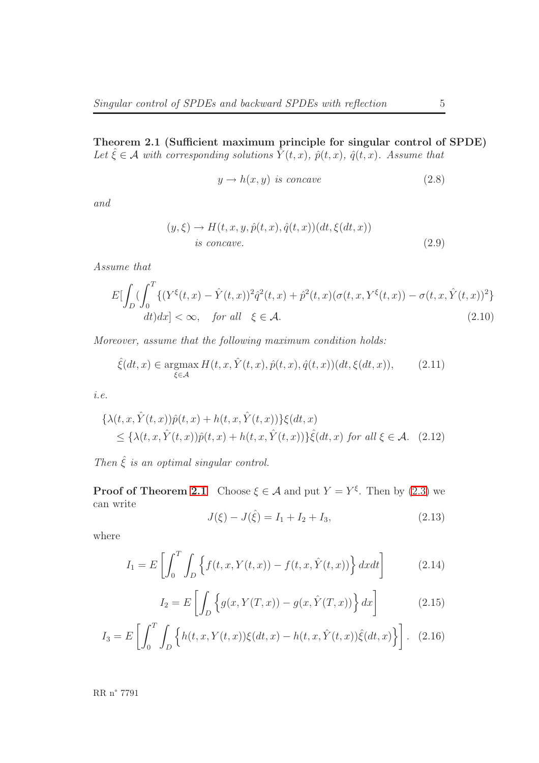**Theorem 2.1 (Sufficient maximum principle for singular control of SPDE)** *Let $\hat{\xi} \in \mathcal{A}$ with corresponding solutions $\hat{Y}(t,x)$, $\hat{p}(t,x)$, $\hat{q}(t,x)$. Assume that*

$$y \to h(x,y) \text{ is concave} \tag{2.8}$$

*and*

$$\begin{aligned}&(y,\xi) \to H(t,x,y,\hat{p}(t,x),\hat{q}(t,x))(dt,\xi(dt,x)) \\ &\quad \text{is concave.}\end{aligned} \tag{2.9}$$

*Assume that*

$$\begin{aligned}&E[\int_D (\int_0^T \{(Y^\xi(t,x) - \hat{Y}(t,x))^2 \hat{q}^2(t,x) + \hat{p}^2(t,x)(\sigma(t,x,Y^\xi(t,x)) - \sigma(t,x,\hat{Y}(t,x))^2\} \\ &\quad dt)dx] < \infty, \quad \text{for all} \quad \xi \in \mathcal{A}.\end{aligned} \tag{2.10}$$

*Moreover, assume that the following maximum condition holds:*

$$\hat{\xi}(dt,x) \in \underset{\xi \in \mathcal{A}}{\operatorname{argmax}}\, H(t,x,\hat{Y}(t,x),\hat{p}(t,x),\hat{q}(t,x))(dt,\xi(dt,x)), \tag{2.11}$$

*i.e.*

$$\begin{aligned}&\{\lambda(t,x,\hat{Y}(t,x))\hat{p}(t,x) + h(t,x,\hat{Y}(t,x))\}\xi(dt,x) \\ &\quad \leq \{\lambda(t,x,\hat{Y}(t,x))\hat{p}(t,x) + h(t,x,\hat{Y}(t,x))\}\hat{\xi}(dt,x) \text{ for all } \xi \in \mathcal{A}.\end{aligned} \tag{2.12}$$

*Then $\hat{\xi}$ is an optimal singular control.*

**Proof of Theorem 2.1** Choose $\xi \in \mathcal{A}$ and put $Y = Y^\xi$. Then by (2.3) we can write

$$J(\xi) - J(\hat{\xi}) = I_1 + I_2 + I_3, \tag{2.13}$$

where

$$I_1 = E\left[\int_0^T \int_D \left\{f(t,x,Y(t,x)) - f(t,x,\hat{Y}(t,x))\right\} dxdt\right] \tag{2.14}$$

$$I_2 = E\left[\int_D \left\{g(x,Y(T,x)) - g(x,\hat{Y}(T,x))\right\} dx\right] \tag{2.15}$$

$$I_3 = E\left[\int_0^T \int_D \left\{h(t,x,Y(t,x))\xi(dt,x) - h(t,x,\hat{Y}(t,x))\hat{\xi}(dt,x)\right\}\right]. \tag{2.16}$$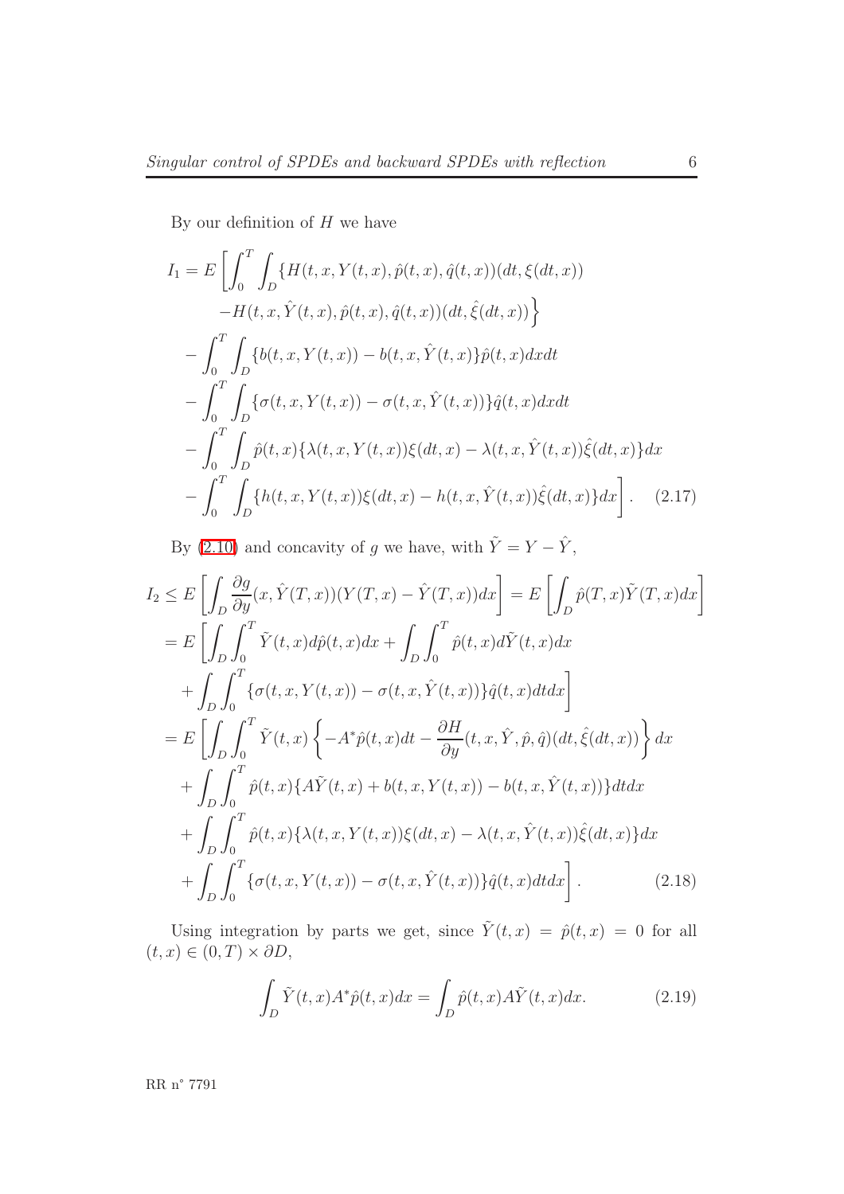By our definition of $H$ we have

$$
\begin{aligned}
I_1 = E\Bigg[\int_0^T \int_D \{&H(t,x,Y(t,x),\hat{p}(t,x),\hat{q}(t,x))(dt,\xi(dt,x)) \\
&-H(t,x,\hat{Y}(t,x),\hat{p}(t,x),\hat{q}(t,x))(dt,\hat{\xi}(dt,x))\Big\} \\
&-\int_0^T \int_D \{b(t,x,Y(t,x)) - b(t,x,\hat{Y}(t,x)\}\hat{p}(t,x)dxdt \\
&-\int_0^T \int_D \{\sigma(t,x,Y(t,x)) - \sigma(t,x,\hat{Y}(t,x))\}\hat{q}(t,x)dxdt \\
&-\int_0^T \int_D \hat{p}(t,x)\{\lambda(t,x,Y(t,x))\xi(dt,x) - \lambda(t,x,\hat{Y}(t,x))\hat{\xi}(dt,x)\}dx \\
&-\int_0^T \int_D \{h(t,x,Y(t,x))\xi(dt,x) - h(t,x,\hat{Y}(t,x))\hat{\xi}(dt,x)\}dx\Bigg]. \qquad (2.17)
\end{aligned}
$$

By (2.10) and concavity of $g$ we have, with $\tilde{Y} = Y - \hat{Y}$,

$$
\begin{aligned}
I_2 &\leq E\left[\int_D \frac{\partial g}{\partial y}(x,\hat{Y}(T,x))(Y(T,x) - \hat{Y}(T,x))dx\right] = E\left[\int_D \hat{p}(T,x)\tilde{Y}(T,x)dx\right] \\
&= E\Bigg[\int_D \int_0^T \tilde{Y}(t,x)d\hat{p}(t,x)dx + \int_D \int_0^T \hat{p}(t,x)d\tilde{Y}(t,x)dx \\
&\quad + \int_D \int_0^T \{\sigma(t,x,Y(t,x)) - \sigma(t,x,\hat{Y}(t,x))\}\hat{q}(t,x)dtdx\Bigg] \\
&= E\Bigg[\int_D \int_0^T \tilde{Y}(t,x)\left\{-A^*\hat{p}(t,x)dt - \frac{\partial H}{\partial y}(t,x,\hat{Y},\hat{p},\hat{q})(dt,\hat{\xi}(dt,x))\right\}dx \\
&\quad + \int_D \int_0^T \hat{p}(t,x)\{A\tilde{Y}(t,x) + b(t,x,Y(t,x)) - b(t,x,\hat{Y}(t,x))\}dtdx \\
&\quad + \int_D \int_0^T \hat{p}(t,x)\{\lambda(t,x,Y(t,x))\xi(dt,x) - \lambda(t,x,\hat{Y}(t,x))\hat{\xi}(dt,x)\}dx \\
&\quad + \int_D \int_0^T \{\sigma(t,x,Y(t,x)) - \sigma(t,x,\hat{Y}(t,x))\}\hat{q}(t,x)dtdx\Bigg]. \qquad (2.18)
\end{aligned}
$$

Using integration by parts we get, since $\tilde{Y}(t,x) = \hat{p}(t,x) = 0$ for all $(t,x) \in (0,T) \times \partial D$,

$$
\int_D \tilde{Y}(t,x)A^*\hat{p}(t,x)dx = \int_D \hat{p}(t,x)A\tilde{Y}(t,x)dx. \qquad (2.19)
$$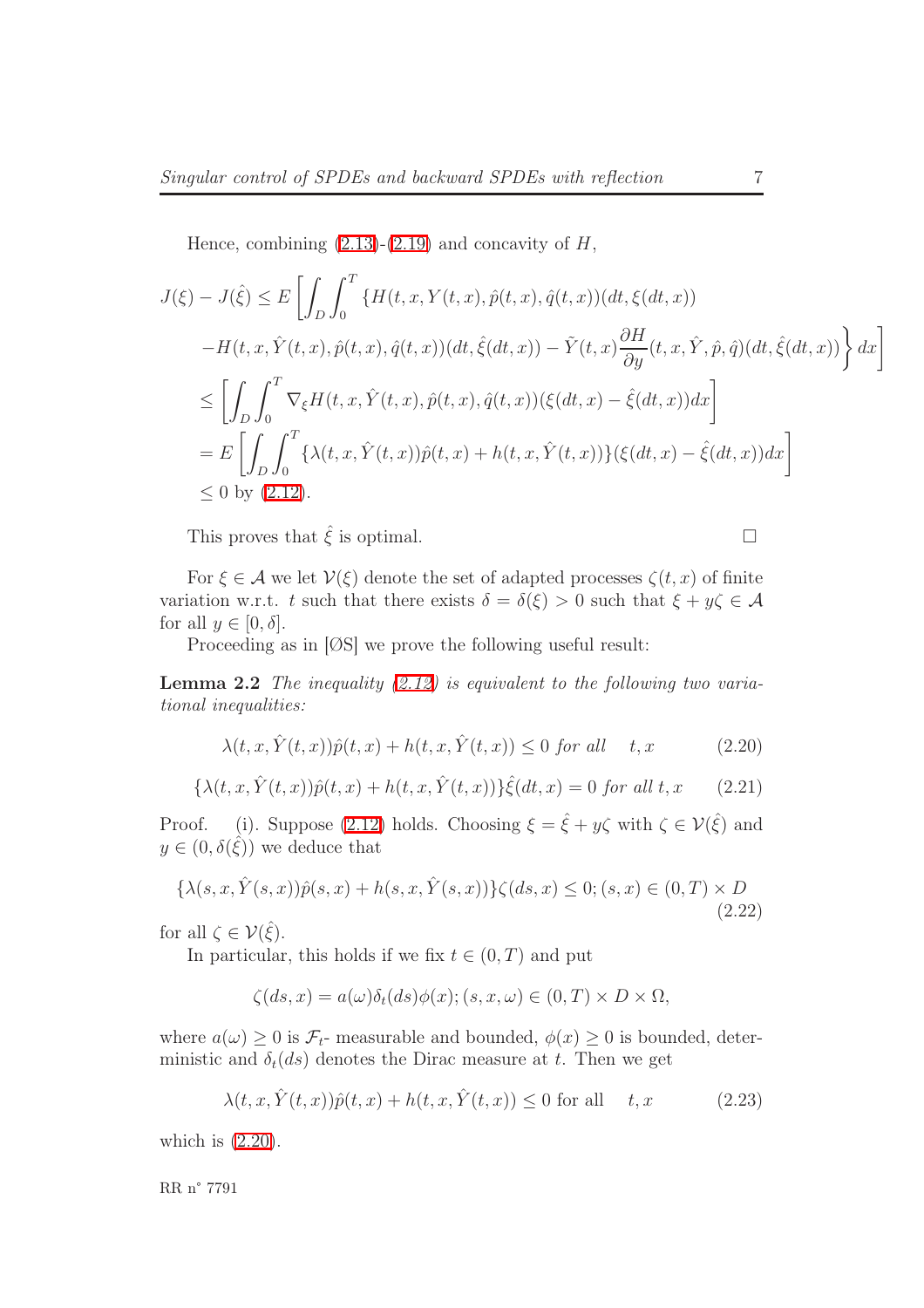Hence, combining (2.13)-(2.19) and concavity of $H$,

$$
\begin{aligned}
J(\xi) - J(\hat{\xi}) \leq E\Bigg[\int_D \int_0^T \{H(t,x,Y(t,x),\hat{p}(t,x),\hat{q}(t,x))(dt,\xi(dt,x)) \\
-H(t,x,\hat{Y}(t,x),\hat{p}(t,x),\hat{q}(t,x))(dt,\hat{\xi}(dt,x)) - \tilde{Y}(t,x)\frac{\partial H}{\partial y}(t,x,\hat{Y},\hat{p},\hat{q})(dt,\hat{\xi}(dt,x))\Bigg\} dx\Bigg] \\
\leq \left[\int_D \int_0^T \nabla_\xi H(t,x,\hat{Y}(t,x),\hat{p}(t,x),\hat{q}(t,x))(\xi(dt,x) - \hat{\xi}(dt,x))dx\right] \\
= E\left[\int_D \int_0^T \{\lambda(t,x,\hat{Y}(t,x))\hat{p}(t,x) + h(t,x,\hat{Y}(t,x))\}(\xi(dt,x) - \hat{\xi}(dt,x))dx\right] \\
\leq 0 \text{ by (2.12)}.
\end{aligned}
$$

This proves that $\hat{\xi}$ is optimal. $\square$

For $\xi \in \mathcal{A}$ we let $\mathcal{V}(\xi)$ denote the set of adapted processes $\zeta(t,x)$ of finite variation w.r.t. $t$ such that there exists $\delta = \delta(\xi) > 0$ such that $\xi + y\zeta \in \mathcal{A}$ for all $y \in [0,\delta]$.

Proceeding as in [ØS] we prove the following useful result:

**Lemma 2.2** *The inequality (2.12) is equivalent to the following two variational inequalities:*

$$
\lambda(t,x,\hat{Y}(t,x))\hat{p}(t,x) + h(t,x,\hat{Y}(t,x)) \leq 0 \text{ for all } \quad t,x \tag{2.20}
$$

$$
\{\lambda(t,x,\hat{Y}(t,x))\hat{p}(t,x) + h(t,x,\hat{Y}(t,x))\}\hat{\xi}(dt,x) = 0 \text{ for all } t,x \tag{2.21}
$$

Proof. (i). Suppose (2.12) holds. Choosing $\xi = \hat{\xi} + y\zeta$ with $\zeta \in \mathcal{V}(\hat{\xi})$ and $y \in (0,\delta(\hat{\xi}))$ we deduce that

$$
\{\lambda(s,x,\hat{Y}(s,x))\hat{p}(s,x) + h(s,x,\hat{Y}(s,x))\}\zeta(ds,x) \leq 0; (s,x) \in (0,T) \times D \tag{2.22}
$$

for all $\zeta \in \mathcal{V}(\hat{\xi})$.

In particular, this holds if we fix $t \in (0,T)$ and put

$$
\zeta(ds,x) = a(\omega)\delta_t(ds)\phi(x); (s,x,\omega) \in (0,T) \times D \times \Omega,
$$

where $a(\omega) \geq 0$ is $\mathcal{F}_t$- measurable and bounded, $\phi(x) \geq 0$ is bounded, deterministic and $\delta_t(ds)$ denotes the Dirac measure at $t$. Then we get

$$
\lambda(t,x,\hat{Y}(t,x))\hat{p}(t,x) + h(t,x,\hat{Y}(t,x)) \leq 0 \text{ for all } \quad t,x \tag{2.23}
$$

which is (2.20).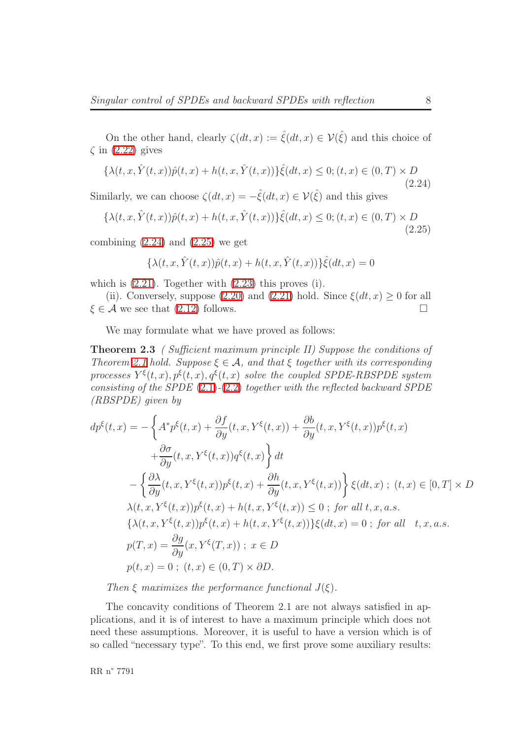On the other hand, clearly $\zeta(dt,x) := \hat{\xi}(dt,x) \in \mathcal{V}(\hat{\xi})$ and this choice of $\zeta$ in (2.22) gives

$$\{\lambda(t,x,\hat{Y}(t,x))\hat{p}(t,x) + h(t,x,\hat{Y}(t,x))\}\hat{\xi}(dt,x) \leq 0; (t,x) \in (0,T) \times D \tag{2.24}$$

Similarly, we can choose $\zeta(dt,x) = -\hat{\xi}(dt,x) \in \mathcal{V}(\hat{\xi})$ and this gives

$$\{\lambda(t,x,\hat{Y}(t,x))\hat{p}(t,x) + h(t,x,\hat{Y}(t,x))\}\hat{\xi}(dt,x) \leq 0; (t,x) \in (0,T) \times D \tag{2.25}$$

combining (2.24) and (2.25) we get

$$\{\lambda(t,x,\hat{Y}(t,x))\hat{p}(t,x) + h(t,x,\hat{Y}(t,x))\}\hat{\xi}(dt,x) = 0$$

which is (2.21). Together with (2.23) this proves (i).

(ii). Conversely, suppose (2.20) and (2.21) hold. Since $\xi(dt,x) \geq 0$ for all $\xi \in \mathcal{A}$ we see that (2.12) follows. □

We may formulate what we have proved as follows:

**Theorem 2.3** *( Sufficient maximum principle II) Suppose the conditions of Theorem 2.1 hold. Suppose $\xi \in \mathcal{A}$, and that $\xi$ together with its corresponding processes $Y^{\xi}(t,x), p^{\xi}(t,x), q^{\xi}(t,x)$ solve the coupled SPDE-RBSPDE system consisting of the SPDE (2.1)-(2.2) together with the reflected backward SPDE (RBSPDE) given by*

$$
\begin{aligned}
dp^{\xi}(t,x) &= -\left\{ A^* p^{\xi}(t,x) + \frac{\partial f}{\partial y}(t,x,Y^{\xi}(t,x)) + \frac{\partial b}{\partial y}(t,x,Y^{\xi}(t,x))p^{\xi}(t,x) \right. \\
&\qquad \left. + \frac{\partial \sigma}{\partial y}(t,x,Y^{\xi}(t,x))q^{\xi}(t,x) \right\} dt \\
&\quad - \left\{ \frac{\partial \lambda}{\partial y}(t,x,Y^{\xi}(t,x))p^{\xi}(t,x) + \frac{\partial h}{\partial y}(t,x,Y^{\xi}(t,x)) \right\} \xi(dt,x) \; ; \; (t,x) \in [0,T] \times D \\
&\lambda(t,x,Y^{\xi}(t,x))p^{\xi}(t,x) + h(t,x,Y^{\xi}(t,x)) \leq 0 \; ; \; \textit{for all } t,x, a.s. \\
&\{\lambda(t,x,Y^{\xi}(t,x))p^{\xi}(t,x) + h(t,x,Y^{\xi}(t,x))\}\xi(dt,x) = 0 \; ; \; \textit{for all } \; t,x, a.s. \\
&p(T,x) = \frac{\partial g}{\partial y}(x,Y^{\xi}(T,x)) \; ; \; x \in D \\
&p(t,x) = 0 \; ; \; (t,x) \in (0,T) \times \partial D.
\end{aligned}
$$

*Then $\xi$ maximizes the performance functional $J(\xi)$.*

The concavity conditions of Theorem 2.1 are not always satisfied in applications, and it is of interest to have a maximum principle which does not need these assumptions. Moreover, it is useful to have a version which is of so called "necessary type". To this end, we first prove some auxiliary results: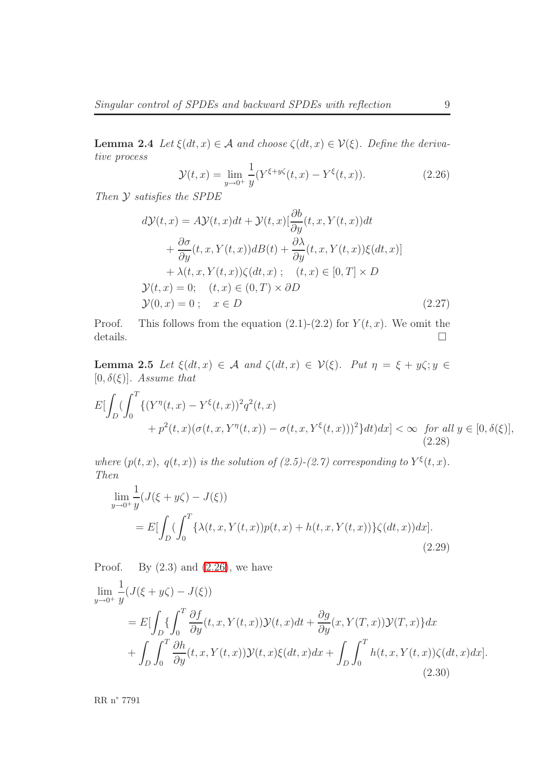**Lemma 2.4** *Let $\xi(dt,x) \in \mathcal{A}$ and choose $\zeta(dt,x) \in \mathcal{V}(\xi)$. Define the derivative process*

$$\mathcal{Y}(t,x) = \lim_{y \to 0^+} \frac{1}{y}(Y^{\xi+y\zeta}(t,x) - Y^{\xi}(t,x)). \tag{2.26}$$

*Then $\mathcal{Y}$ satisfies the SPDE*

$$\begin{aligned}
d\mathcal{Y}(t,x) &= A\mathcal{Y}(t,x)dt + \mathcal{Y}(t,x)[\frac{\partial b}{\partial y}(t,x,Y(t,x))dt \\
&\quad + \frac{\partial \sigma}{\partial y}(t,x,Y(t,x))dB(t) + \frac{\partial \lambda}{\partial y}(t,x,Y(t,x))\xi(dt,x)] \\
&\quad + \lambda(t,x,Y(t,x))\zeta(dt,x)\,; \quad (t,x) \in [0,T] \times D \\
\mathcal{Y}(t,x) &= 0; \quad (t,x) \in (0,T) \times \partial D \\
\mathcal{Y}(0,x) &= 0\,; \quad x \in D
\end{aligned} \tag{2.27}$$

Proof. This follows from the equation (2.1)-(2.2) for $Y(t,x)$. We omit the details. □

**Lemma 2.5** *Let $\xi(dt,x) \in \mathcal{A}$ and $\zeta(dt,x) \in \mathcal{V}(\xi)$. Put $\eta = \xi + y\zeta; y \in [0,\delta(\xi)]$. Assume that*

$$\begin{aligned}
E[\int_D (\int_0^T \{&(Y^{\eta}(t,x) - Y^{\xi}(t,x))^2 q^2(t,x) \\
&+ p^2(t,x)(\sigma(t,x,Y^{\eta}(t,x)) - \sigma(t,x,Y^{\xi}(t,x)))^2\}dt)dx] < \infty \quad \text{for all } y \in [0,\delta(\xi)],
\end{aligned} \tag{2.28}$$

*where $(p(t,x),\ q(t,x))$ is the solution of (2.5)-(2.7) corresponding to $Y^{\xi}(t,x)$. Then*

$$\begin{aligned}
&\lim_{y \to 0^+} \frac{1}{y}(J(\xi + y\zeta) - J(\xi)) \\
&\quad = E[\int_D (\int_0^T \{\lambda(t,x,Y(t,x))p(t,x) + h(t,x,Y(t,x))\}\zeta(dt,x))dx].
\end{aligned} \tag{2.29}$$

Proof. By (2.3) and (2.26), we have

$$\begin{aligned}
&\lim_{y \to 0^+} \frac{1}{y}(J(\xi + y\zeta) - J(\xi)) \\
&\quad = E[\int_D \{\int_0^T \frac{\partial f}{\partial y}(t,x,Y(t,x))\mathcal{Y}(t,x)dt + \frac{\partial g}{\partial y}(x,Y(T,x))\mathcal{Y}(T,x)\}dx \\
&\quad + \int_D \int_0^T \frac{\partial h}{\partial y}(t,x,Y(t,x))\mathcal{Y}(t,x)\xi(dt,x)dx + \int_D \int_0^T h(t,x,Y(t,x))\zeta(dt,x)dx].
\end{aligned} \tag{2.30}$$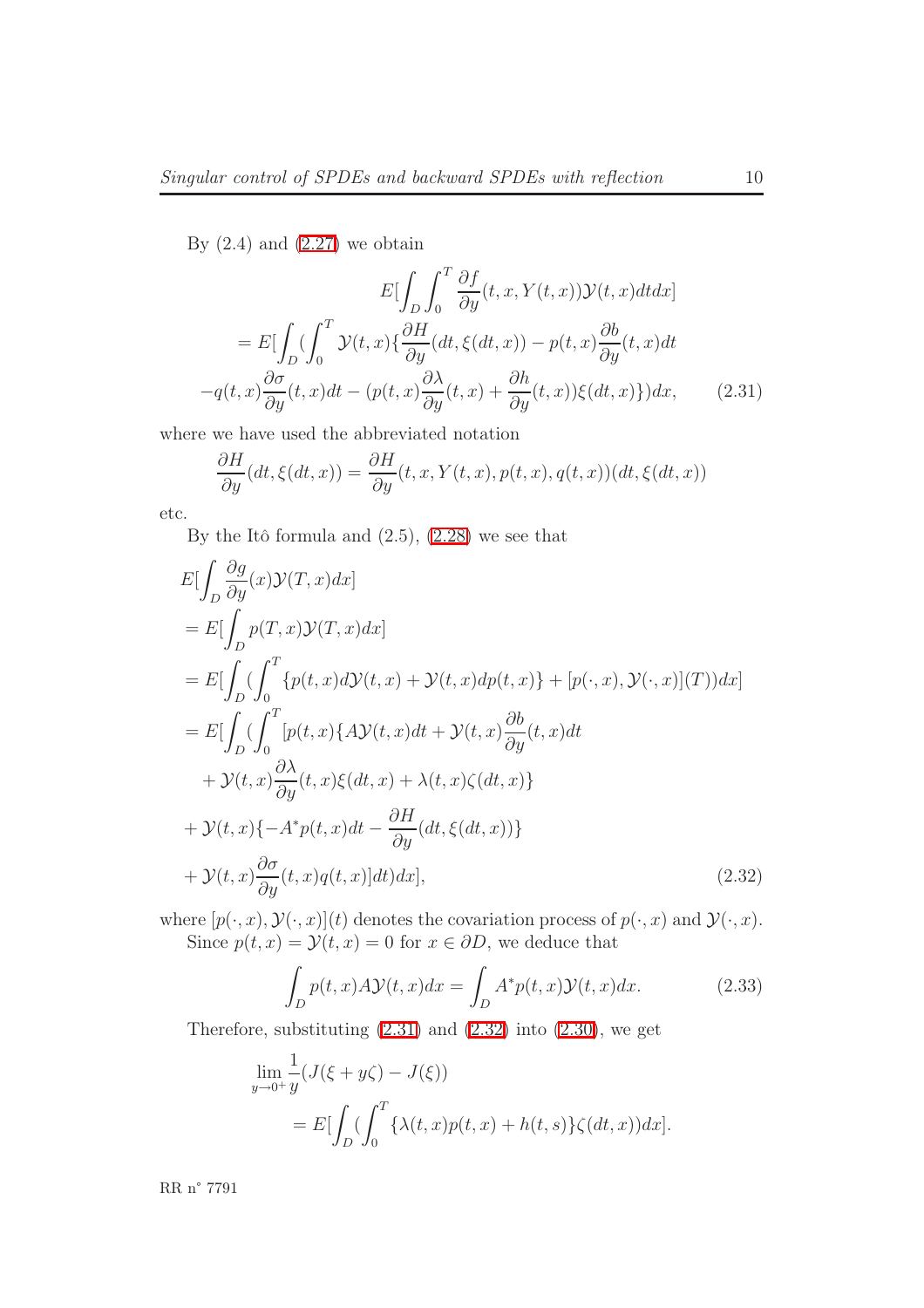By (2.4) and (2.27) we obtain

$$
\begin{aligned}
&E[\int_D \int_0^T \frac{\partial f}{\partial y}(t,x,Y(t,x))\mathcal{Y}(t,x)dtdx] \\
&= E[\int_D (\int_0^T \mathcal{Y}(t,x)\{\frac{\partial H}{\partial y}(dt,\xi(dt,x)) - p(t,x)\frac{\partial b}{\partial y}(t,x)dt \\
&-q(t,x)\frac{\partial \sigma}{\partial y}(t,x)dt - (p(t,x)\frac{\partial \lambda}{\partial y}(t,x) + \frac{\partial h}{\partial y}(t,x))\xi(dt,x)\})dx, \qquad (2.31)
\end{aligned}
$$

where we have used the abbreviated notation

$$
\frac{\partial H}{\partial y}(dt,\xi(dt,x)) = \frac{\partial H}{\partial y}(t,x,Y(t,x),p(t,x),q(t,x))(dt,\xi(dt,x))
$$

etc.

By the Itô formula and (2.5), (2.28) we see that

$$
\begin{aligned}
&E[\int_D \frac{\partial g}{\partial y}(x)\mathcal{Y}(T,x)dx] \\
&= E[\int_D p(T,x)\mathcal{Y}(T,x)dx] \\
&= E[\int_D (\int_0^T \{p(t,x)d\mathcal{Y}(t,x) + \mathcal{Y}(t,x)dp(t,x)\} + [p(\cdot,x),\mathcal{Y}(\cdot,x)](T))dx] \\
&= E[\int_D (\int_0^T [p(t,x)\{A\mathcal{Y}(t,x)dt + \mathcal{Y}(t,x)\frac{\partial b}{\partial y}(t,x)dt \\
&\quad + \mathcal{Y}(t,x)\frac{\partial \lambda}{\partial y}(t,x)\xi(dt,x) + \lambda(t,x)\zeta(dt,x)\} \\
&\quad + \mathcal{Y}(t,x)\{-A^* p(t,x)dt - \frac{\partial H}{\partial y}(dt,\xi(dt,x))\} \\
&\quad + \mathcal{Y}(t,x)\frac{\partial \sigma}{\partial y}(t,x)q(t,x)]dt)dx], \qquad (2.32)
\end{aligned}
$$

where $[p(\cdot,x),\mathcal{Y}(\cdot,x)](t)$ denotes the covariation process of $p(\cdot,x)$ and $\mathcal{Y}(\cdot,x)$.

Since $p(t,x) = \mathcal{Y}(t,x) = 0$ for $x \in \partial D$, we deduce that

$$
\int_D p(t,x)A\mathcal{Y}(t,x)dx = \int_D A^* p(t,x)\mathcal{Y}(t,x)dx. \qquad (2.33)
$$

Therefore, substituting (2.31) and (2.32) into (2.30), we get

$$
\begin{aligned}
&\lim_{y\to 0^+} \frac{1}{y}(J(\xi + y\zeta) - J(\xi)) \\
&\quad = E[\int_D (\int_0^T \{\lambda(t,x)p(t,x) + h(t,s)\}\zeta(dt,x))dx].
\end{aligned}
$$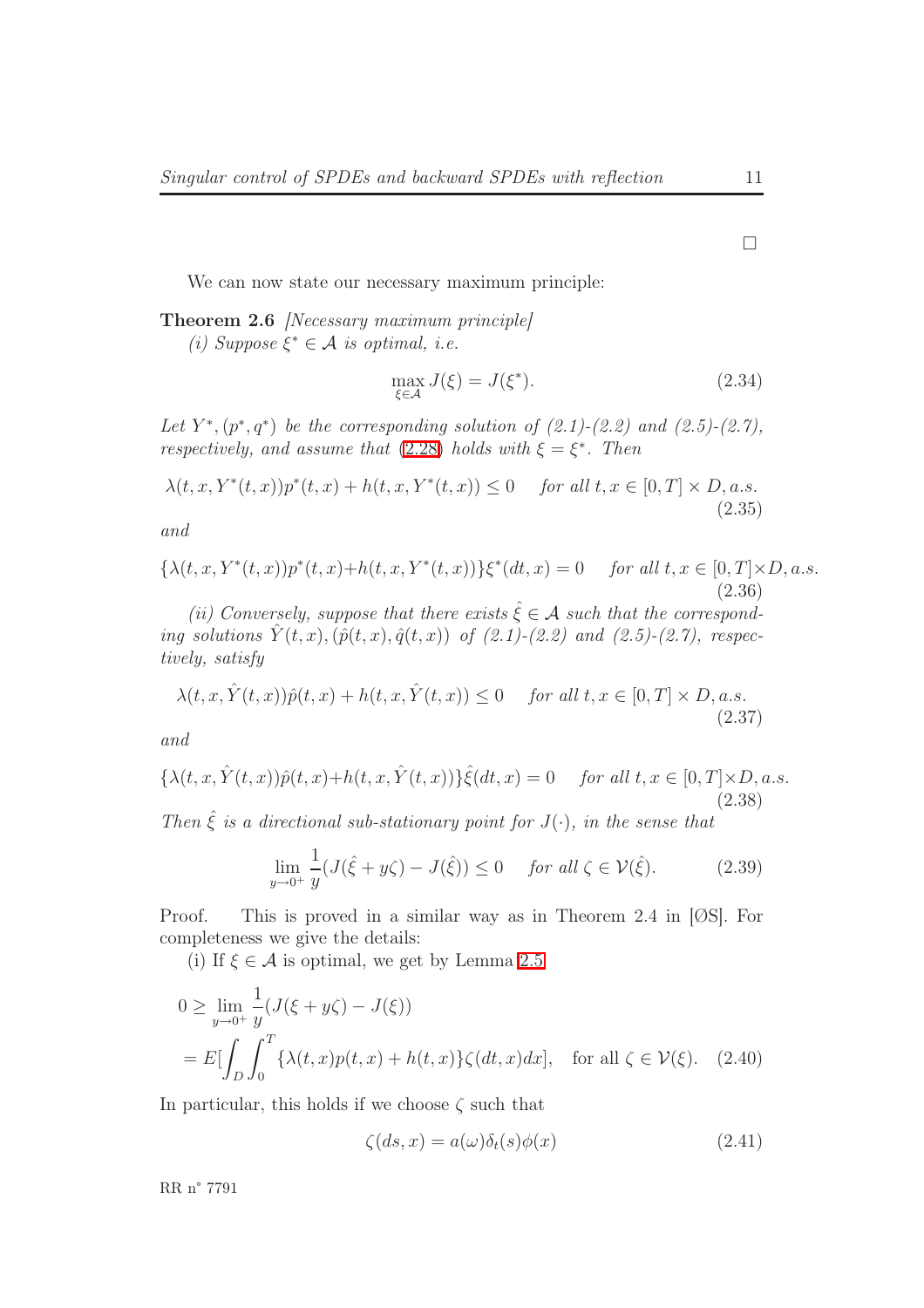□

We can now state our necessary maximum principle:

**Theorem 2.6** *[Necessary maximum principle]*

*(i) Suppose $\xi^* \in \mathcal{A}$ is optimal, i.e.*

$$\max_{\xi \in \mathcal{A}} J(\xi) = J(\xi^*). \tag{2.34}$$

*Let $Y^*, (p^*, q^*)$ be the corresponding solution of (2.1)-(2.2) and (2.5)-(2.7), respectively, and assume that (2.28) holds with $\xi = \xi^*$. Then*

$$\lambda(t, x, Y^*(t,x))p^*(t,x) + h(t, x, Y^*(t,x)) \leq 0 \quad \text{for all } t, x \in [0,T] \times D, a.s. \tag{2.35}$$

*and*

$$\{\lambda(t, x, Y^*(t,x))p^*(t,x) + h(t, x, Y^*(t,x))\}\xi^*(dt, x) = 0 \quad \text{for all } t, x \in [0,T] \times D, a.s. \tag{2.36}$$

*(ii) Conversely, suppose that there exists $\hat{\xi} \in \mathcal{A}$ such that the corresponding solutions $\hat{Y}(t,x), (\hat{p}(t,x), \hat{q}(t,x))$ of (2.1)-(2.2) and (2.5)-(2.7), respectively, satisfy*

$$\lambda(t, x, \hat{Y}(t,x))\hat{p}(t,x) + h(t, x, \hat{Y}(t,x)) \leq 0 \quad \text{for all } t, x \in [0,T] \times D, a.s. \tag{2.37}$$

*and*

$$\{\lambda(t, x, \hat{Y}(t,x))\hat{p}(t,x) + h(t, x, \hat{Y}(t,x))\}\hat{\xi}(dt, x) = 0 \quad \text{for all } t, x \in [0,T] \times D, a.s. \tag{2.38}$$

*Then $\hat{\xi}$ is a directional sub-stationary point for $J(\cdot)$, in the sense that*

$$\lim_{y \to 0^+} \frac{1}{y}(J(\hat{\xi} + y\zeta) - J(\hat{\xi})) \leq 0 \quad \text{for all } \zeta \in \mathcal{V}(\hat{\xi}). \tag{2.39}$$

Proof. This is proved in a similar way as in Theorem 2.4 in [ØS]. For completeness we give the details:

(i) If $\xi \in \mathcal{A}$ is optimal, we get by Lemma 2.5

$$\begin{aligned}
0 &\geq \lim_{y \to 0^+} \frac{1}{y}(J(\xi + y\zeta) - J(\xi)) \\
&= E\Big[\int_D \int_0^T \{\lambda(t,x)p(t,x) + h(t,x)\}\zeta(dt, x)dx\Big], \quad \text{for all } \zeta \in \mathcal{V}(\xi). \qquad (2.40)
\end{aligned}$$

In particular, this holds if we choose $\zeta$ such that

$$\zeta(ds, x) = a(\omega)\delta_t(s)\phi(x) \tag{2.41}$$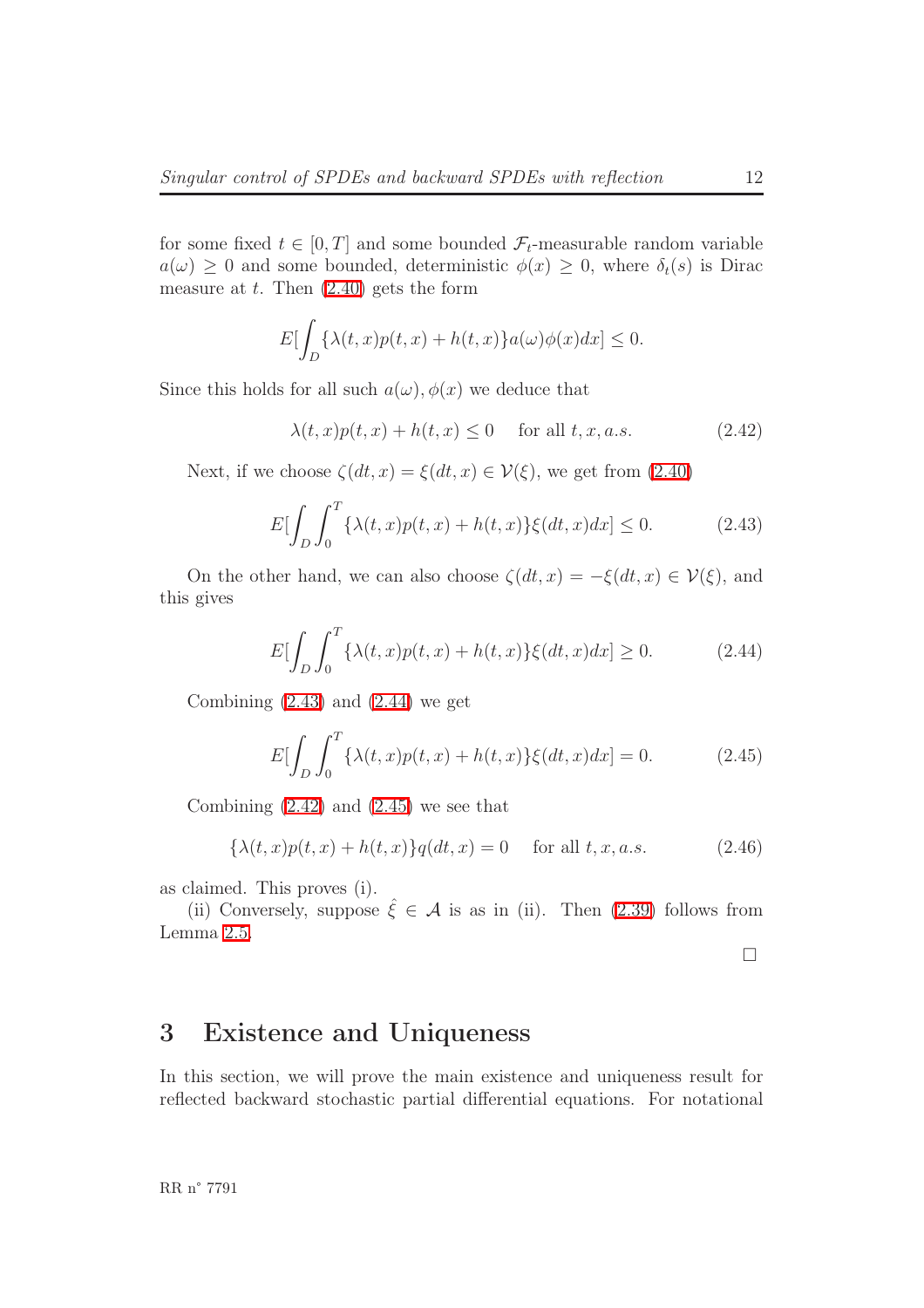for some fixed $t \in [0,T]$ and some bounded $\mathcal{F}_t$-measurable random variable $a(\omega) \geq 0$ and some bounded, deterministic $\phi(x) \geq 0$, where $\delta_t(s)$ is Dirac measure at $t$. Then (2.40) gets the form

$$E[\int_D \{\lambda(t,x)p(t,x) + h(t,x)\}a(\omega)\phi(x)dx] \leq 0.$$

Since this holds for all such $a(\omega), \phi(x)$ we deduce that

$$\lambda(t,x)p(t,x) + h(t,x) \leq 0 \quad \text{ for all } t, x, a.s. \tag{2.42}$$

Next, if we choose $\zeta(dt,x) = \xi(dt,x) \in \mathcal{V}(\xi)$, we get from (2.40)

$$E[\int_D \int_0^T \{\lambda(t,x)p(t,x) + h(t,x)\}\xi(dt,x)dx] \leq 0. \tag{2.43}$$

On the other hand, we can also choose $\zeta(dt,x) = -\xi(dt,x) \in \mathcal{V}(\xi)$, and this gives

$$E[\int_D \int_0^T \{\lambda(t,x)p(t,x) + h(t,x)\}\xi(dt,x)dx] \geq 0. \tag{2.44}$$

Combining (2.43) and (2.44) we get

$$E[\int_D \int_0^T \{\lambda(t,x)p(t,x) + h(t,x)\}\xi(dt,x)dx] = 0. \tag{2.45}$$

Combining (2.42) and (2.45) we see that

$$\{\lambda(t,x)p(t,x) + h(t,x)\}q(dt,x) = 0 \quad \text{ for all } t, x, a.s. \tag{2.46}$$

as claimed. This proves (i).

(ii) Conversely, suppose $\hat{\xi} \in \mathcal{A}$ is as in (ii). Then (2.39) follows from Lemma 2.5.

□

# 3 Existence and Uniqueness

In this section, we will prove the main existence and uniqueness result for reflected backward stochastic partial differential equations. For notational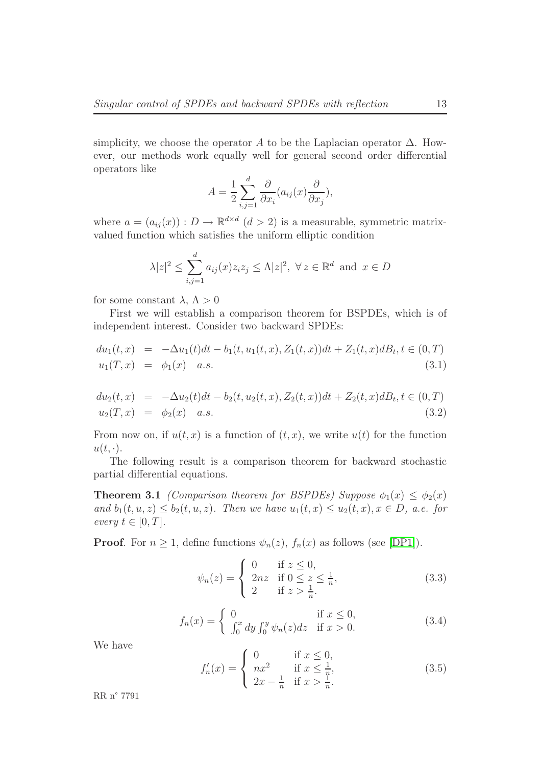simplicity, we choose the operator $A$ to be the Laplacian operator $\Delta$. However, our methods work equally well for general second order differential operators like

$$A = \frac{1}{2}\sum_{i,j=1}^{d} \frac{\partial}{\partial x_i}(a_{ij}(x)\frac{\partial}{\partial x_j}),$$

where $a = (a_{ij}(x)) : D \to \mathbb{R}^{d\times d}$ $(d > 2)$ is a measurable, symmetric matrix-valued function which satisfies the uniform elliptic condition

$$\lambda|z|^2 \leq \sum_{i,j=1}^{d} a_{ij}(x)z_i z_j \leq \Lambda|z|^2, \ \forall\, z \in \mathbb{R}^d \text{ and } x \in D$$

for some constant $\lambda$, $\Lambda > 0$

First we will establish a comparison theorem for BSPDEs, which is of independent interest. Consider two backward SPDEs:

$$\begin{aligned} du_1(t,x) &= -\Delta u_1(t)dt - b_1(t, u_1(t,x), Z_1(t,x))dt + Z_1(t,x)dB_t, t \in (0,T) \\ u_1(T,x) &= \phi_1(x) \quad a.s. \end{aligned} \tag{3.1}$$

$$\begin{aligned} du_2(t,x) &= -\Delta u_2(t)dt - b_2(t, u_2(t,x), Z_2(t,x))dt + Z_2(t,x)dB_t, t \in (0,T) \\ u_2(T,x) &= \phi_2(x) \quad a.s. \end{aligned} \tag{3.2}$$

From now on, if $u(t,x)$ is a function of $(t,x)$, we write $u(t)$ for the function $u(t,\cdot)$.

The following result is a comparison theorem for backward stochastic partial differential equations.

**Theorem 3.1** *(Comparison theorem for BSPDEs) Suppose $\phi_1(x) \leq \phi_2(x)$ and $b_1(t,u,z) \leq b_2(t,u,z)$. Then we have $u_1(t,x) \leq u_2(t,x), x \in D$, a.e. for every $t \in [0,T]$.*

**Proof**. For $n \geq 1$, define functions $\psi_n(z)$, $f_n(x)$ as follows (see [DP1]).

$$\psi_n(z) = \begin{cases} 0 & \text{if } z \leq 0, \\ 2nz & \text{if } 0 \leq z \leq \frac{1}{n}, \\ 2 & \text{if } z > \frac{1}{n}. \end{cases} \tag{3.3}$$

$$f_n(x) = \begin{cases} 0 & \text{if } x \leq 0, \\ \int_0^x dy \int_0^y \psi_n(z)dz & \text{if } x > 0. \end{cases} \tag{3.4}$$

We have

$$f_n'(x) = \begin{cases} 0 & \text{if } x \leq 0, \\ nx^2 & \text{if } x \leq \frac{1}{n}, \\ 2x - \frac{1}{n} & \text{if } x > \frac{1}{n}. \end{cases} \tag{3.5}$$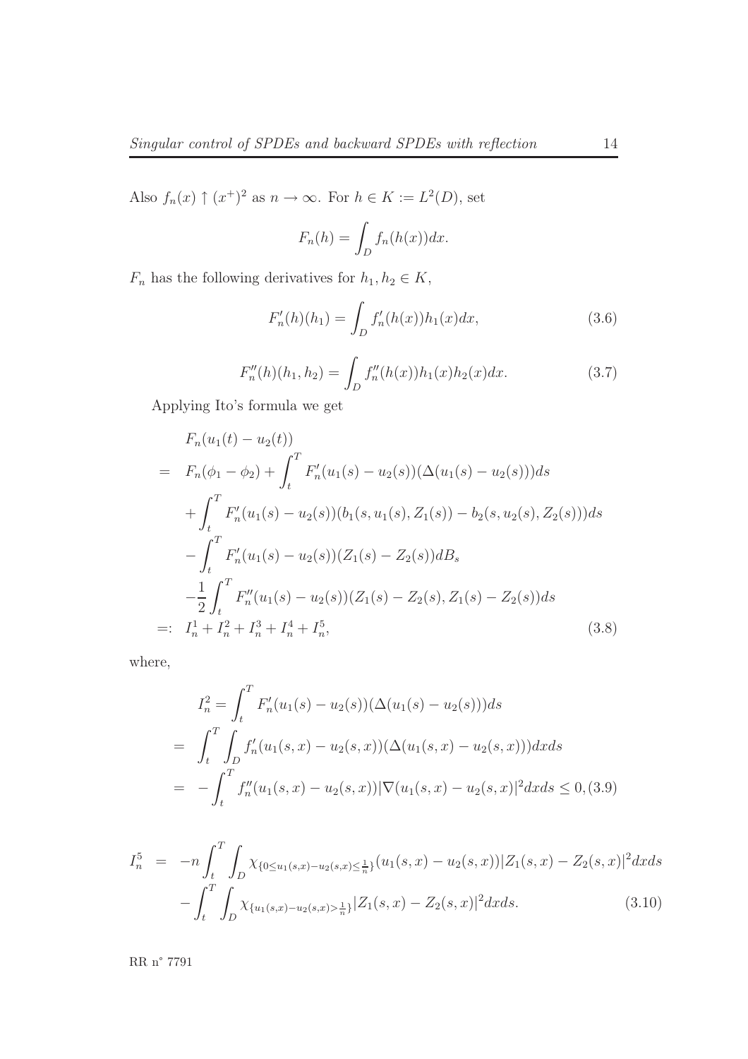Also $f_n(x) \uparrow (x^+)^2$ as $n \to \infty$. For $h \in K := L^2(D)$, set

$$F_n(h) = \int_D f_n(h(x))dx.$$

$F_n$ has the following derivatives for $h_1, h_2 \in K$,

$$F_n'(h)(h_1) = \int_D f_n'(h(x))h_1(x)dx, \tag{3.6}$$

$$F_n''(h)(h_1, h_2) = \int_D f_n''(h(x))h_1(x)h_2(x)dx. \tag{3.7}$$

Applying Ito's formula we get

$$\begin{aligned}
& F_n(u_1(t) - u_2(t)) \\
= \quad & F_n(\phi_1 - \phi_2) + \int_t^T F_n'(u_1(s) - u_2(s))(\Delta(u_1(s) - u_2(s)))ds \\
& + \int_t^T F_n'(u_1(s) - u_2(s))(b_1(s, u_1(s), Z_1(s)) - b_2(s, u_2(s), Z_2(s)))ds \\
& - \int_t^T F_n'(u_1(s) - u_2(s))(Z_1(s) - Z_2(s))dB_s \\
& - \frac{1}{2}\int_t^T F_n''(u_1(s) - u_2(s))(Z_1(s) - Z_2(s), Z_1(s) - Z_2(s))ds \\
=: \quad & I_n^1 + I_n^2 + I_n^3 + I_n^4 + I_n^5,
\end{aligned} \tag{3.8}$$

where,

$$\begin{aligned}
& I_n^2 = \int_t^T F_n'(u_1(s) - u_2(s))(\Delta(u_1(s) - u_2(s)))ds \\
= \quad & \int_t^T \int_D f_n'(u_1(s,x) - u_2(s,x))(\Delta(u_1(s,x) - u_2(s,x)))dxds \\
= \quad & -\int_t^T f_n''(u_1(s,x) - u_2(s,x))|\nabla(u_1(s,x) - u_2(s,x)|^2 dxds \leq 0,
\end{aligned} \tag{3.9}$$

$$\begin{aligned}
I_n^5 \quad = \quad & -n\int_t^T \int_D \chi_{\{0 \leq u_1(s,x) - u_2(s,x) \leq \frac{1}{n}\}}(u_1(s,x) - u_2(s,x))|Z_1(s,x) - Z_2(s,x)|^2 dxds \\
& - \int_t^T \int_D \chi_{\{u_1(s,x) - u_2(s,x) > \frac{1}{n}\}}|Z_1(s,x) - Z_2(s,x)|^2 dxds.
\end{aligned} \tag{3.10}$$

RR n° 7791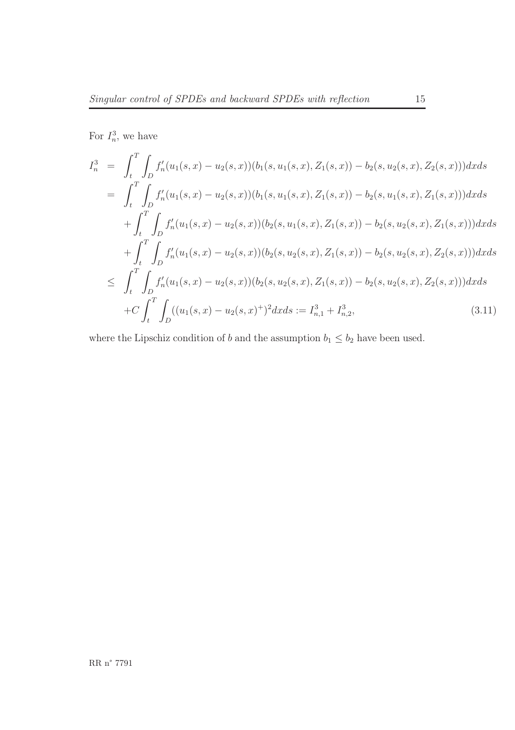For $I_n^3$, we have

$$
\begin{aligned}
I_n^3 &= \int_t^T \int_D f_n'(u_1(s,x)-u_2(s,x))(b_1(s,u_1(s,x),Z_1(s,x)) - b_2(s,u_2(s,x),Z_2(s,x)))dxds \\
&= \int_t^T \int_D f_n'(u_1(s,x)-u_2(s,x))(b_1(s,u_1(s,x),Z_1(s,x)) - b_2(s,u_1(s,x),Z_1(s,x)))dxds \\
&\quad + \int_t^T \int_D f_n'(u_1(s,x)-u_2(s,x))(b_2(s,u_1(s,x),Z_1(s,x)) - b_2(s,u_2(s,x),Z_1(s,x)))dxds \\
&\quad + \int_t^T \int_D f_n'(u_1(s,x)-u_2(s,x))(b_2(s,u_2(s,x),Z_1(s,x)) - b_2(s,u_2(s,x),Z_2(s,x)))dxds \\
&\leq \int_t^T \int_D f_n'(u_1(s,x)-u_2(s,x))(b_2(s,u_2(s,x),Z_1(s,x)) - b_2(s,u_2(s,x),Z_2(s,x)))dxds \\
&\quad + C\int_t^T \int_D ((u_1(s,x)-u_2(s,x)^+)^2 dxds := I_{n,1}^3 + I_{n,2}^3, \qquad (3.11)
\end{aligned}
$$

where the Lipschiz condition of $b$ and the assumption $b_1 \leq b_2$ have been used.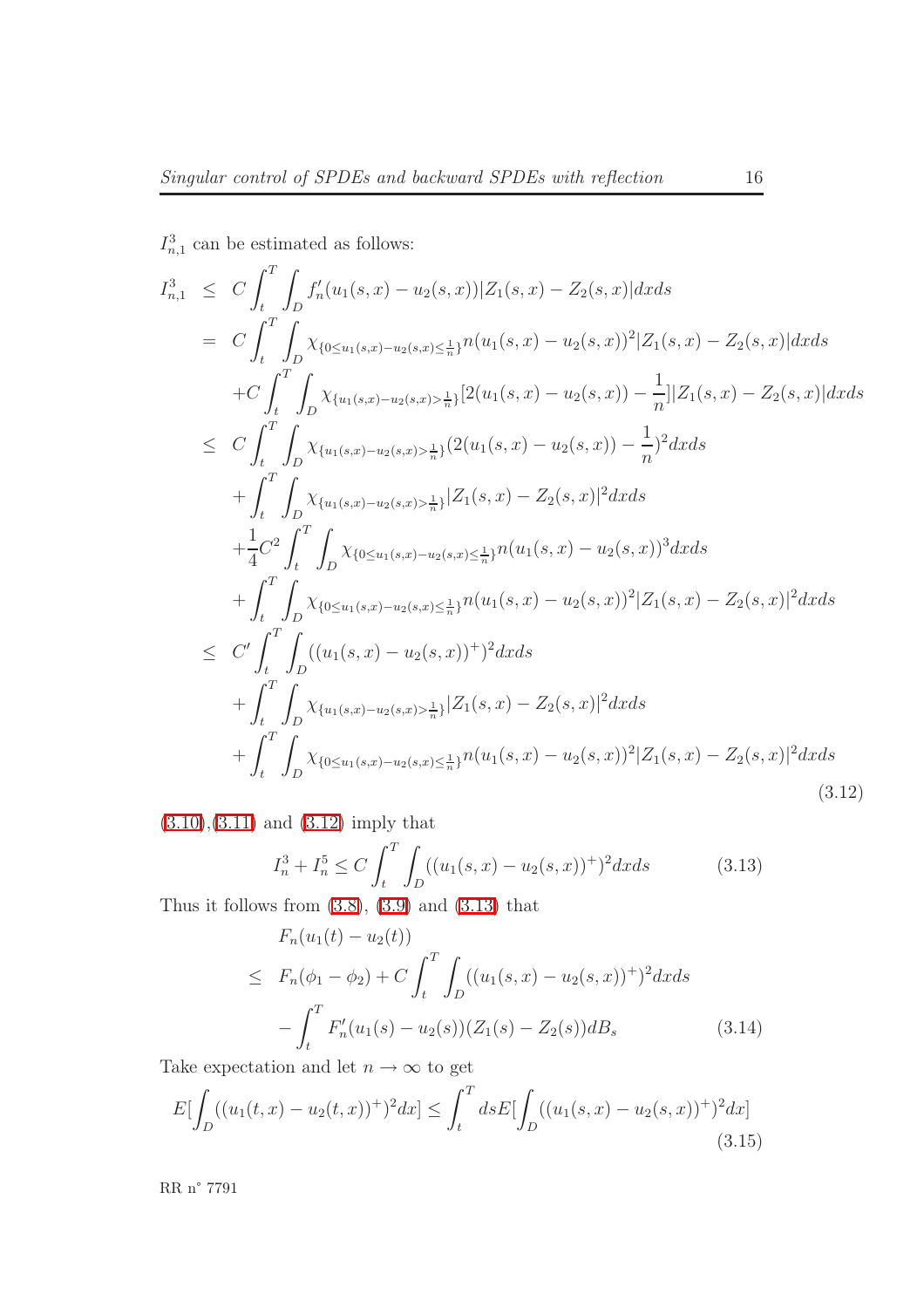$I^3_{n,1}$ can be estimated as follows:

$$
\begin{aligned}
I^3_{n,1} \;\le\;& C\int_t^T\int_D f_n'(u_1(s,x)-u_2(s,x))|Z_1(s,x)-Z_2(s,x)|dxds \\
=\;& C\int_t^T\int_D \chi_{\{0\le u_1(s,x)-u_2(s,x)\le \frac{1}{n}\}} n(u_1(s,x)-u_2(s,x))^2|Z_1(s,x)-Z_2(s,x)|dxds \\
&+C\int_t^T\int_D \chi_{\{u_1(s,x)-u_2(s,x)>\frac{1}{n}\}}[2(u_1(s,x)-u_2(s,x))-\frac{1}{n}]|Z_1(s,x)-Z_2(s,x)|dxds \\
\le\;& C\int_t^T\int_D \chi_{\{u_1(s,x)-u_2(s,x)>\frac{1}{n}\}}(2(u_1(s,x)-u_2(s,x))-\frac{1}{n})^2dxds \\
&+\int_t^T\int_D \chi_{\{u_1(s,x)-u_2(s,x)>\frac{1}{n}\}}|Z_1(s,x)-Z_2(s,x)|^2dxds \\
&+\frac{1}{4}C^2\int_t^T\int_D \chi_{\{0\le u_1(s,x)-u_2(s,x)\le \frac{1}{n}\}} n(u_1(s,x)-u_2(s,x))^3dxds \\
&+\int_t^T\int_D \chi_{\{0\le u_1(s,x)-u_2(s,x)\le \frac{1}{n}\}} n(u_1(s,x)-u_2(s,x))^2|Z_1(s,x)-Z_2(s,x)|^2dxds \\
\le\;& C'\int_t^T\int_D ((u_1(s,x)-u_2(s,x))^+)^2dxds \\
&+\int_t^T\int_D \chi_{\{u_1(s,x)-u_2(s,x)>\frac{1}{n}\}}|Z_1(s,x)-Z_2(s,x)|^2dxds \\
&+\int_t^T\int_D \chi_{\{0\le u_1(s,x)-u_2(s,x)\le \frac{1}{n}\}} n(u_1(s,x)-u_2(s,x))^2|Z_1(s,x)-Z_2(s,x)|^2dxds
\end{aligned}
\tag{3.12}
$$

(3.10),(3.11) and (3.12) imply that

$$
I^3_n + I^5_n \le C\int_t^T\int_D ((u_1(s,x)-u_2(s,x))^+)^2dxds \tag{3.13}
$$

Thus it follows from (3.8), (3.9) and (3.13) that

$$
\begin{aligned}
& F_n(u_1(t)-u_2(t)) \\
\le\;& F_n(\phi_1-\phi_2) + C\int_t^T\int_D ((u_1(s,x)-u_2(s,x))^+)^2dxds \\
&-\int_t^T F_n'(u_1(s)-u_2(s))(Z_1(s)-Z_2(s))dB_s
\end{aligned}
\tag{3.14}
$$

Take expectation and let $n\to\infty$ to get

$$
E[\int_D ((u_1(t,x)-u_2(t,x))^+)^2dx] \le \int_t^T dsE[\int_D ((u_1(s,x)-u_2(s,x))^+)^2dx] \tag{3.15}
$$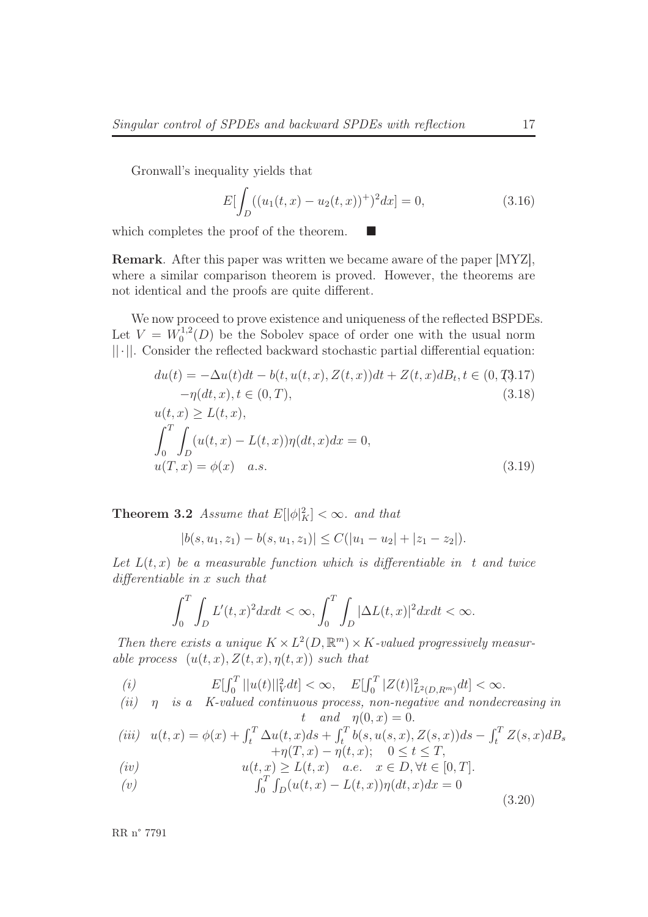Gronwall's inequality yields that

$$E[\int_D ((u_1(t,x) - u_2(t,x))^+)^2 dx] = 0, \tag{3.16}$$

which completes the proof of the theorem. ■

**Remark**. After this paper was written we became aware of the paper [MYZ], where a similar comparison theorem is proved. However, the theorems are not identical and the proofs are quite different.

We now proceed to prove existence and uniqueness of the reflected BSPDEs. Let $V = W_0^{1,2}(D)$ be the Sobolev space of order one with the usual norm $||\cdot||$. Consider the reflected backward stochastic partial differential equation:

$$du(t) = -\Delta u(t)dt - b(t, u(t,x), Z(t,x))dt + Z(t,x)dB_t, t \in (0,T) \tag{3.17}$$

$$-\eta(dt, x), t \in (0,T), \tag{3.18}$$

$$u(t,x) \geq L(t,x),$$

$$\int_0^T \int_D (u(t,x) - L(t,x))\eta(dt,x)dx = 0,$$

$$u(T,x) = \phi(x) \quad a.s. \tag{3.19}$$

**Theorem 3.2** *Assume that $E[|\phi|_K^2] < \infty$. and that*

$$|b(s, u_1, z_1) - b(s, u_1, z_1)| \leq C(|u_1 - u_2| + |z_1 - z_2|).$$

*Let $L(t,x)$ be a measurable function which is differentiable in $t$ and twice differentiable in $x$ such that*

$$\int_0^T \int_D L'(t,x)^2 dx dt < \infty, \int_0^T \int_D |\Delta L(t,x)|^2 dx dt < \infty.$$

*Then there exists a unique $K \times L^2(D, \mathbb{R}^m) \times K$-valued progressively measurable process $(u(t,x), Z(t,x), \eta(t,x))$ such that*

$$
\begin{aligned}
&(i) \qquad E[\textstyle\int_0^T ||u(t)||_V^2 dt] < \infty, \quad E[\int_0^T |Z(t)|^2_{L^2(D,R^m)} dt] < \infty. \\
&(ii) \quad \eta \text{ is a } K\text{-valued continuous process, non-negative and nondecreasing in } t \text{ and } \eta(0,x) = 0. \\
&(iii) \quad u(t,x) = \phi(x) + \textstyle\int_t^T \Delta u(t,x)ds + \int_t^T b(s, u(s,x), Z(s,x))ds - \int_t^T Z(s,x)dB_s \\
&\qquad\qquad + \eta(T,x) - \eta(t,x); \quad 0 \leq t \leq T, \\
&(iv) \qquad u(t,x) \geq L(t,x) \quad a.e. \quad x \in D, \forall t \in [0,T]. \\
&(v) \qquad \textstyle\int_0^T \int_D (u(t,x) - L(t,x))\eta(dt,x)dx = 0
\end{aligned}
\tag{3.20}
$$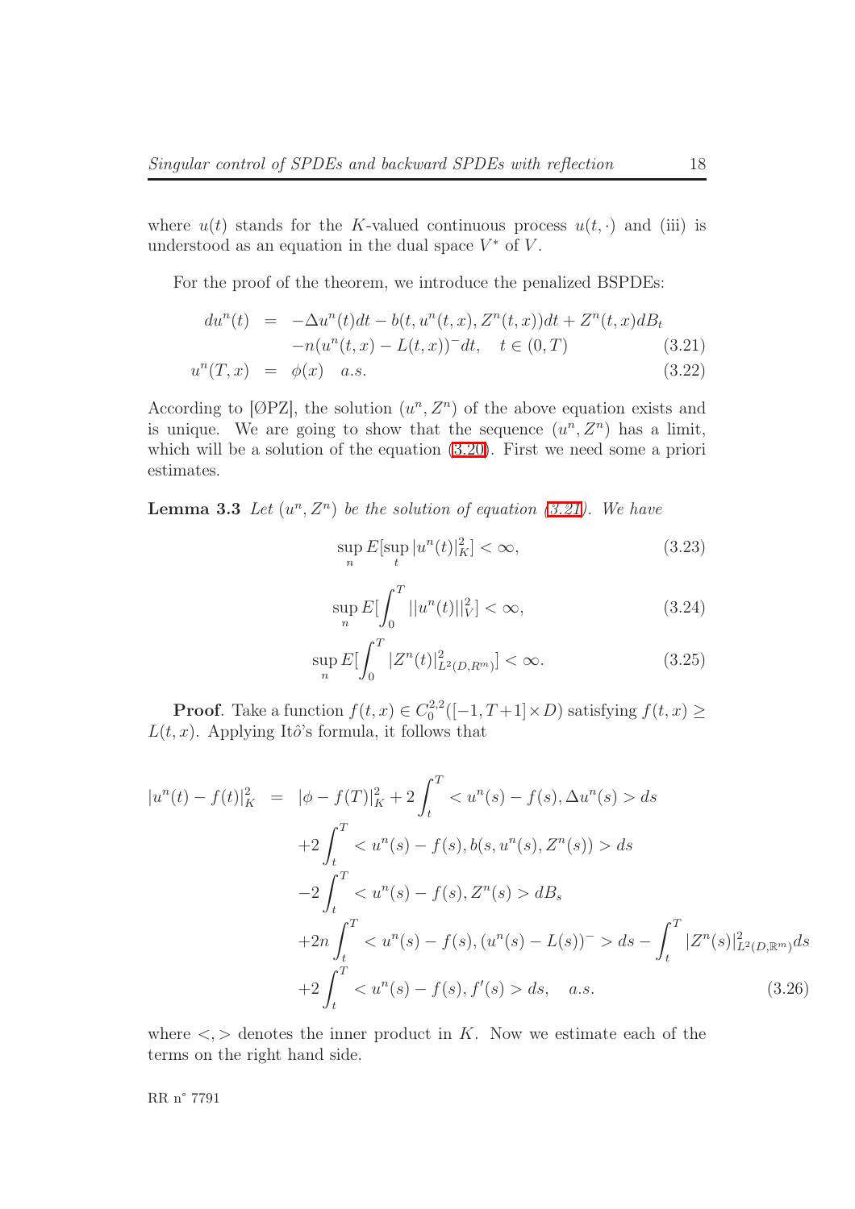where $u(t)$ stands for the $K$-valued continuous process $u(t,\cdot)$ and (iii) is understood as an equation in the dual space $V^*$ of $V$.

For the proof of the theorem, we introduce the penalized BSPDEs:

$$
\begin{aligned}
du^n(t) &= -\Delta u^n(t)dt - b(t, u^n(t,x), Z^n(t,x))dt + Z^n(t,x)dB_t \\
&\quad -n(u^n(t,x) - L(t,x))^- dt, \quad t \in (0,T) \qquad (3.21) \\
u^n(T,x) &= \phi(x) \quad a.s. \qquad (3.22)
\end{aligned}
$$

According to [ØPZ], the solution $(u^n, Z^n)$ of the above equation exists and is unique. We are going to show that the sequence $(u^n, Z^n)$ has a limit, which will be a solution of the equation (3.20). First we need some a priori estimates.

**Lemma 3.3** *Let $(u^n, Z^n)$ be the solution of equation (3.21). We have*

$$
\sup_n E[\sup_t |u^n(t)|_K^2] < \infty, \qquad (3.23)
$$

$$
\sup_n E[\int_0^T ||u^n(t)||_V^2] < \infty, \qquad (3.24)
$$

$$
\sup_n E[\int_0^T |Z^n(t)|^2_{L^2(D,R^m)}] < \infty. \qquad (3.25)
$$

**Proof**. Take a function $f(t,x) \in C_0^{2,2}([-1, T+1] \times D)$ satisfying $f(t,x) \geq L(t,x)$. Applying Itô's formula, it follows that

$$
\begin{aligned}
|u^n(t) - f(t)|_K^2 &= |\phi - f(T)|_K^2 + 2\int_t^T < u^n(s) - f(s), \Delta u^n(s) > ds \\
&\quad +2\int_t^T < u^n(s) - f(s), b(s, u^n(s), Z^n(s)) > ds \\
&\quad -2\int_t^T < u^n(s) - f(s), Z^n(s) > dB_s \\
&\quad +2n\int_t^T < u^n(s) - f(s), (u^n(s) - L(s))^- > ds - \int_t^T |Z^n(s)|^2_{L^2(D,\mathbb{R}^m)} ds \\
&\quad +2\int_t^T < u^n(s) - f(s), f'(s) > ds, \quad a.s. \qquad (3.26)
\end{aligned}
$$

where $<,>$ denotes the inner product in $K$. Now we estimate each of the terms on the right hand side.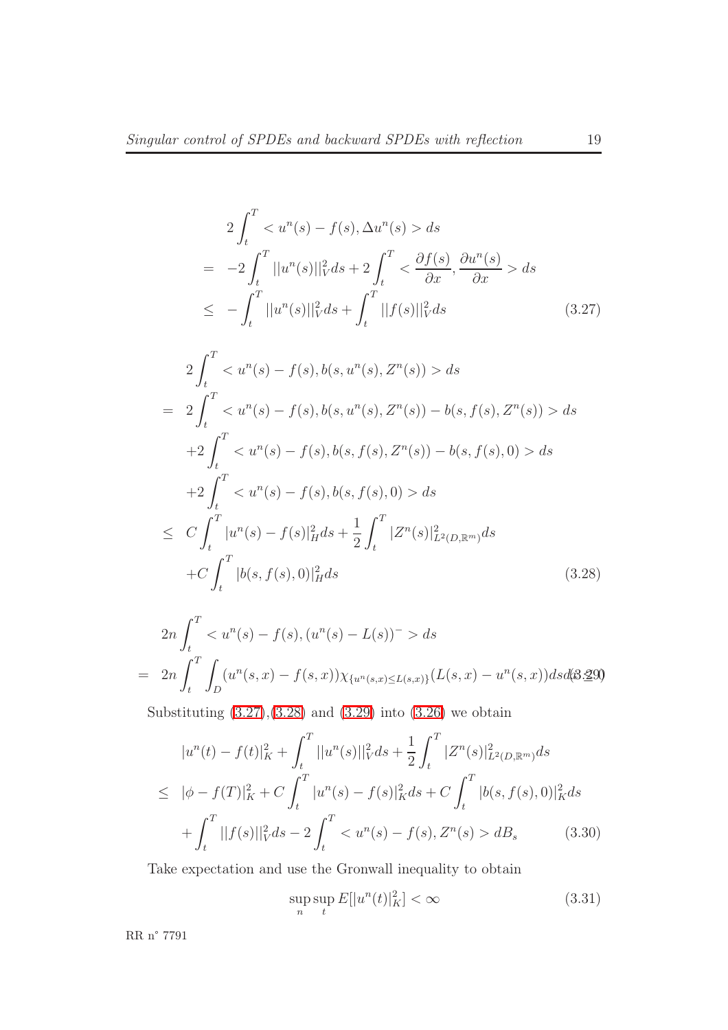$$
\begin{aligned}
& 2\int_t^T < u^n(s) - f(s), \Delta u^n(s) > ds \\
= & -2\int_t^T ||u^n(s)||_V^2 ds + 2\int_t^T < \frac{\partial f(s)}{\partial x}, \frac{\partial u^n(s)}{\partial x} > ds \\
\leq & -\int_t^T ||u^n(s)||_V^2 ds + \int_t^T ||f(s)||_V^2 ds
\end{aligned} \tag{3.27}
$$

$$
\begin{aligned}
& 2\int_t^T < u^n(s) - f(s), b(s, u^n(s), Z^n(s)) > ds \\
= & \; 2\int_t^T < u^n(s) - f(s), b(s, u^n(s), Z^n(s)) - b(s, f(s), Z^n(s)) > ds \\
& +2\int_t^T < u^n(s) - f(s), b(s, f(s), Z^n(s)) - b(s, f(s), 0) > ds \\
& +2\int_t^T < u^n(s) - f(s), b(s, f(s), 0) > ds \\
\leq & \; C\int_t^T |u^n(s) - f(s)|_H^2 ds + \frac{1}{2}\int_t^T |Z^n(s)|^2_{L^2(D,\mathbb{R}^m)} ds \\
& +C\int_t^T |b(s, f(s), 0)|_H^2 ds
\end{aligned} \tag{3.28}
$$

$$
\begin{aligned}
& 2n\int_t^T < u^n(s) - f(s), (u^n(s) - L(s))^- > ds \\
= & \; 2n\int_t^T \int_D (u^n(s,x) - f(s,x))\chi_{\{u^n(s,x)\leq L(s,x)\}}(L(s,x) - u^n(s,x)) ds dx \leq 0
\end{aligned} \tag{3.29}
$$

Substituting (3.27), (3.28) and (3.29) into (3.26) we obtain

$$
\begin{aligned}
& |u^n(t) - f(t)|_K^2 + \int_t^T ||u^n(s)||_V^2 ds + \frac{1}{2}\int_t^T |Z^n(s)|^2_{L^2(D,\mathbb{R}^m)} ds \\
\leq & \; |\phi - f(T)|_K^2 + C\int_t^T |u^n(s) - f(s)|_K^2 ds + C\int_t^T |b(s, f(s), 0)|_K^2 ds \\
& + \int_t^T ||f(s)||_V^2 ds - 2\int_t^T < u^n(s) - f(s), Z^n(s) > dB_s
\end{aligned} \tag{3.30}
$$

Take expectation and use the Gronwall inequality to obtain

$$
\sup_n \sup_t E[|u^n(t)|_K^2] < \infty \tag{3.31}
$$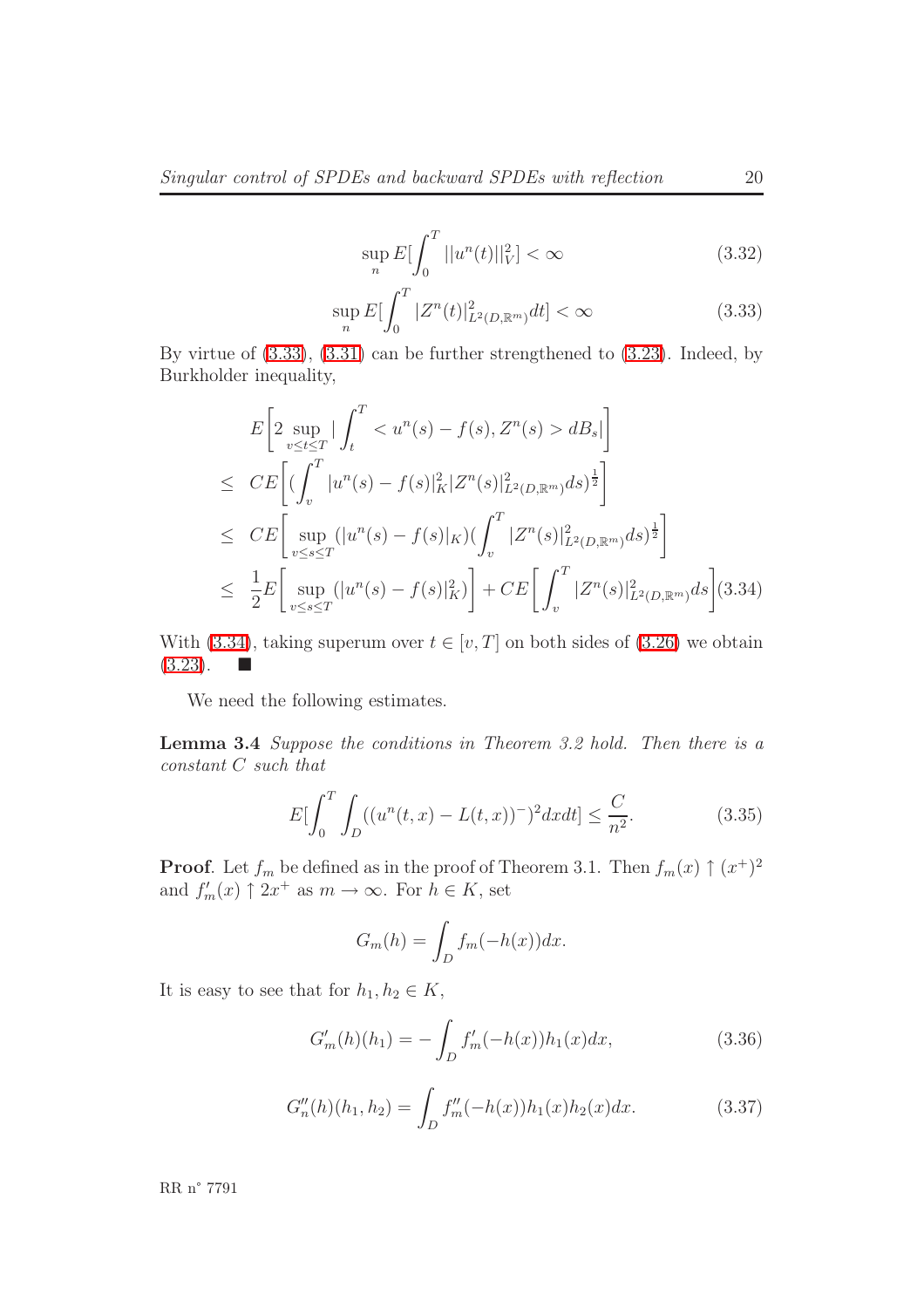$$\sup_n E[\int_0^T ||u^n(t)||_V^2] < \infty \tag{3.32}$$

$$\sup_n E[\int_0^T |Z^n(t)|^2_{L^2(D,\mathbb{R}^m)} dt] < \infty \tag{3.33}$$

By virtue of (3.33), (3.31) can be further strengthened to (3.23). Indeed, by Burkholder inequality,

$$\begin{aligned}
& E\left[2\sup_{v\leq t\leq T}|\int_t^T < u^n(s)-f(s), Z^n(s) > dB_s|\right] \\
\leq\; & CE\left[(\int_v^T |u^n(s)-f(s)|_K^2 |Z^n(s)|^2_{L^2(D,\mathbb{R}^m)} ds)^{\frac{1}{2}}\right] \\
\leq\; & CE\left[\sup_{v\leq s\leq T}(|u^n(s)-f(s)|_K)(\int_v^T |Z^n(s)|^2_{L^2(D,\mathbb{R}^m)} ds)^{\frac{1}{2}}\right] \\
\leq\; & \frac{1}{2}E\left[\sup_{v\leq s\leq T}(|u^n(s)-f(s)|_K^2)\right] + CE\left[\int_v^T |Z^n(s)|^2_{L^2(D,\mathbb{R}^m)} ds\right] \qquad (3.34)
\end{aligned}$$

With (3.34), taking superum over $t \in [v, T]$ on both sides of (3.26) we obtain (3.23). ■

We need the following estimates.

**Lemma 3.4** *Suppose the conditions in Theorem 3.2 hold. Then there is a constant $C$ such that*

$$E[\int_0^T \int_D ((u^n(t,x) - L(t,x))^-)^2 dx dt] \leq \frac{C}{n^2}. \tag{3.35}$$

**Proof**. Let $f_m$ be defined as in the proof of Theorem 3.1. Then $f_m(x) \uparrow (x^+)^2$ and $f'_m(x) \uparrow 2x^+$ as $m \to \infty$. For $h \in K$, set

$$G_m(h) = \int_D f_m(-h(x))dx.$$

It is easy to see that for $h_1, h_2 \in K$,

$$G'_m(h)(h_1) = -\int_D f'_m(-h(x))h_1(x)dx, \tag{3.36}$$

$$G''_n(h)(h_1, h_2) = \int_D f''_m(-h(x))h_1(x)h_2(x)dx. \tag{3.37}$$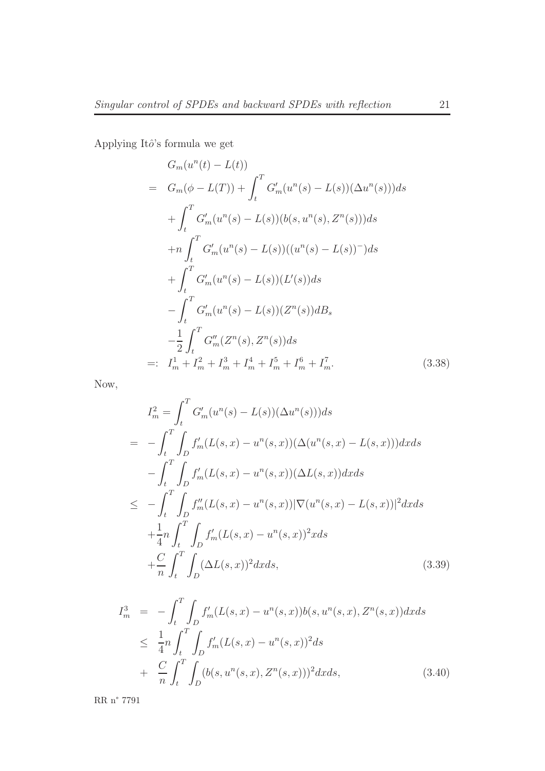Applying Itô's formula we get

$$
\begin{aligned}
& G_m(u^n(t) - L(t)) \\
= \;& G_m(\phi - L(T)) + \int_t^T G'_m(u^n(s) - L(s))(\Delta u^n(s)))ds \\
& + \int_t^T G'_m(u^n(s) - L(s))(b(s, u^n(s), Z^n(s)))ds \\
& + n \int_t^T G'_m(u^n(s) - L(s))((u^n(s) - L(s))^-)ds \\
& + \int_t^T G'_m(u^n(s) - L(s))(L'(s))ds \\
& - \int_t^T G'_m(u^n(s) - L(s))(Z^n(s))dB_s \\
& - \frac{1}{2} \int_t^T G''_m(Z^n(s), Z^n(s))ds \\
=: \;& I_m^1 + I_m^2 + I_m^3 + I_m^4 + I_m^5 + I_m^6 + I_m^7. \qquad (3.38)
\end{aligned}
$$

Now,

$$
\begin{aligned}
& I_m^2 = \int_t^T G'_m(u^n(s) - L(s))(\Delta u^n(s)))ds \\
= \;& - \int_t^T \int_D f'_m(L(s,x) - u^n(s,x))(\Delta(u^n(s,x) - L(s,x)))dxds \\
& - \int_t^T \int_D f'_m(L(s,x) - u^n(s,x))(\Delta L(s,x))dxds \\
\leq \;& - \int_t^T \int_D f''_m(L(s,x) - u^n(s,x))|\nabla(u^n(s,x) - L(s,x))|^2 dxds \\
& + \frac{1}{4} n \int_t^T \int_D f'_m(L(s,x) - u^n(s,x))^2 xds \\
& + \frac{C}{n} \int_t^T \int_D (\Delta L(s,x))^2 dxds, \qquad (3.39)
\end{aligned}
$$

$$
\begin{aligned}
I_m^3 \;&= \; - \int_t^T \int_D f'_m(L(s,x) - u^n(s,x)) b(s, u^n(s,x), Z^n(s,x))dxds \\
&\leq \; \frac{1}{4} n \int_t^T \int_D f'_m(L(s,x) - u^n(s,x))^2 ds \\
&+ \; \frac{C}{n} \int_t^T \int_D (b(s, u^n(s,x), Z^n(s,x)))^2 dxds, \qquad (3.40)
\end{aligned}
$$

RR n° 7791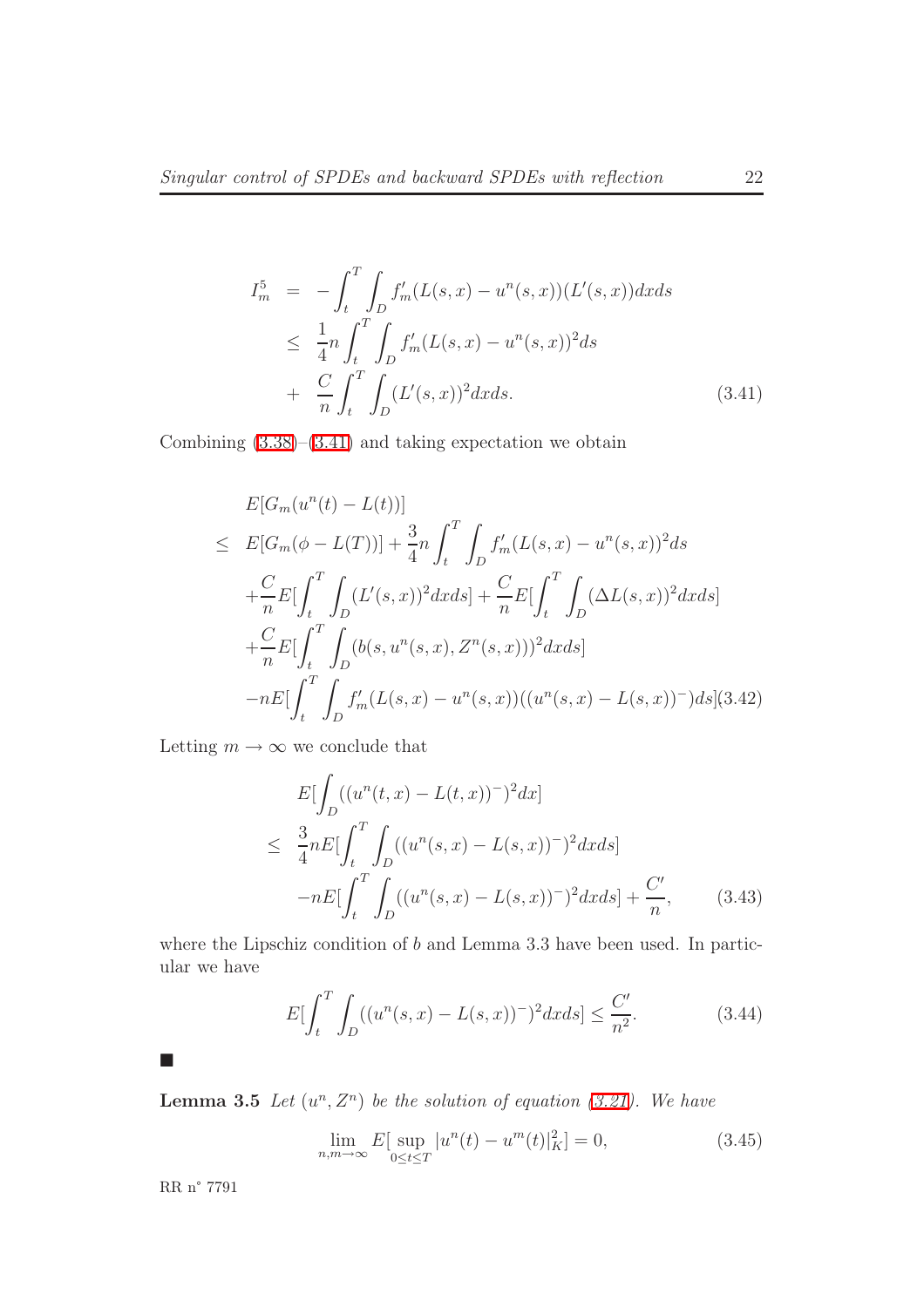$$
\begin{aligned}
I_m^5 &= -\int_t^T \int_D f_m'(L(s,x)-u^n(s,x))(L'(s,x))dxds \\
&\leq \frac{1}{4}n\int_t^T \int_D f_m'(L(s,x)-u^n(s,x))^2 ds \\
&+ \frac{C}{n}\int_t^T \int_D (L'(s,x))^2 dxds. \qquad (3.41)
\end{aligned}
$$

Combining (3.38)–(3.41) and taking expectation we obtain

$$
\begin{aligned}
& E[G_m(u^n(t)-L(t))] \\
\leq\ & E[G_m(\phi - L(T))] + \frac{3}{4}n\int_t^T \int_D f_m'(L(s,x)-u^n(s,x))^2 ds \\
& + \frac{C}{n}E[\int_t^T \int_D (L'(s,x))^2 dxds] + \frac{C}{n}E[\int_t^T \int_D (\Delta L(s,x))^2 dxds] \\
& + \frac{C}{n}E[\int_t^T \int_D (b(s,u^n(s,x),Z^n(s,x)))^2 dxds] \\
& - nE[\int_t^T \int_D f_m'(L(s,x)-u^n(s,x))((u^n(s,x)-L(s,x))^-)ds] \qquad (3.42)
\end{aligned}
$$

Letting $m \to \infty$ we conclude that

$$
\begin{aligned}
& E[\int_D ((u^n(t,x)-L(t,x))^-)^2 dx] \\
\leq\ & \frac{3}{4}nE[\int_t^T \int_D ((u^n(s,x)-L(s,x))^-)^2 dxds] \\
& - nE[\int_t^T \int_D ((u^n(s,x)-L(s,x))^-)^2 dxds] + \frac{C'}{n}, \qquad (3.43)
\end{aligned}
$$

where the Lipschiz condition of $b$ and Lemma 3.3 have been used. In particular we have

$$
E[\int_t^T \int_D ((u^n(s,x)-L(s,x))^-)^2 dxds] \leq \frac{C'}{n^2}. \qquad (3.44)
$$

■

**Lemma 3.5** *Let $(u^n, Z^n)$ be the solution of equation (3.21). We have*

$$
\lim_{n,m\to\infty} E[\sup_{0\leq t\leq T} |u^n(t)-u^m(t)|_K^2] = 0, \qquad (3.45)
$$

RR n° 7791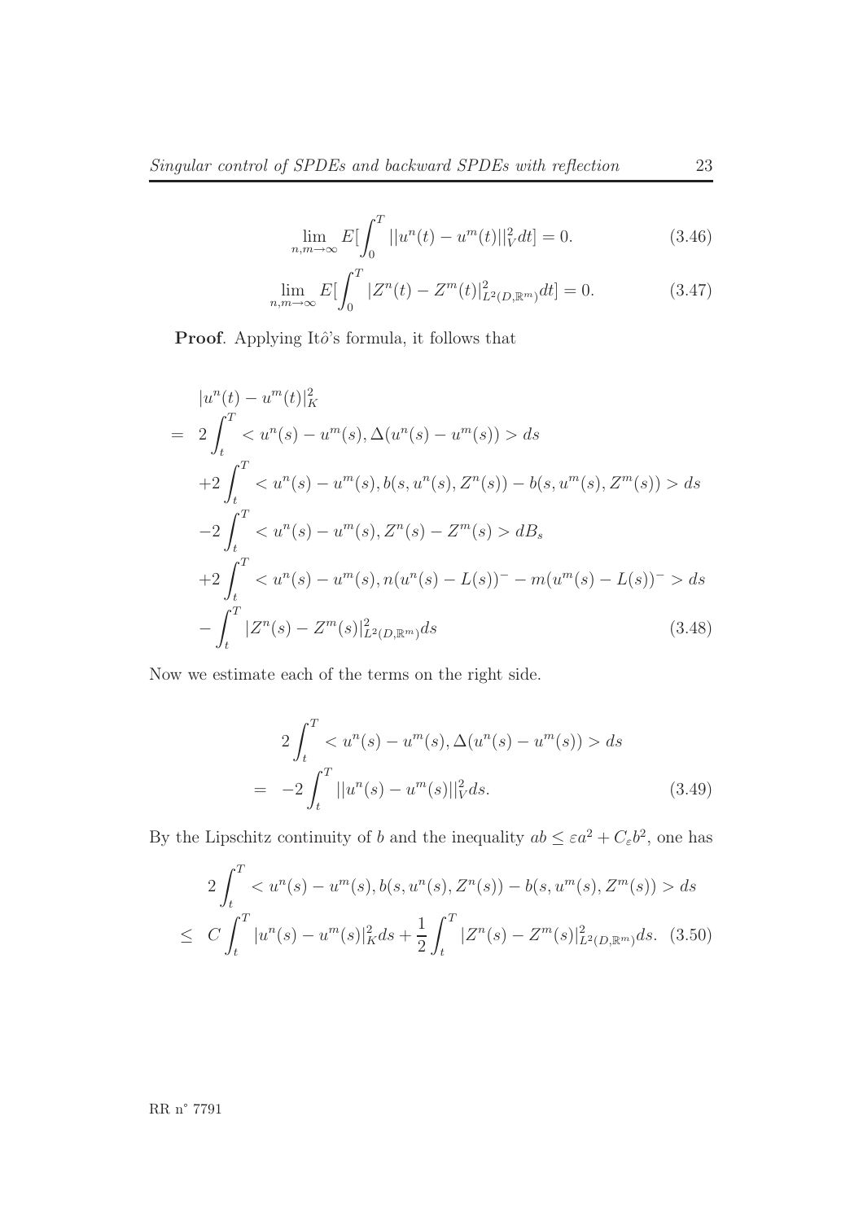$$\lim_{n,m\to\infty} E[\int_0^T ||u^n(t) - u^m(t)||_V^2 dt] = 0. \tag{3.46}$$

$$\lim_{n,m\to\infty} E[\int_0^T |Z^n(t) - Z^m(t)|_{L^2(D,\mathbb{R}^m)}^2 dt] = 0. \tag{3.47}$$

**Proof**. Applying Itô's formula, it follows that

$$\begin{aligned}
& |u^n(t) - u^m(t)|_K^2 \\
= \ & 2\int_t^T < u^n(s) - u^m(s), \Delta(u^n(s) - u^m(s)) > ds \\
& +2\int_t^T < u^n(s) - u^m(s), b(s, u^n(s), Z^n(s)) - b(s, u^m(s), Z^m(s)) > ds \\
& -2\int_t^T < u^n(s) - u^m(s), Z^n(s) - Z^m(s) > dB_s \\
& +2\int_t^T < u^n(s) - u^m(s), n(u^n(s) - L(s))^- - m(u^m(s) - L(s))^- > ds \\
& -\int_t^T |Z^n(s) - Z^m(s)|_{L^2(D,\mathbb{R}^m)}^2 ds
\end{aligned} \tag{3.48}$$

Now we estimate each of the terms on the right side.

$$\begin{aligned}
& 2\int_t^T < u^n(s) - u^m(s), \Delta(u^n(s) - u^m(s)) > ds \\
= \ & -2\int_t^T ||u^n(s) - u^m(s)||_V^2 ds.
\end{aligned} \tag{3.49}$$

By the Lipschitz continuity of $b$ and the inequality $ab \le \varepsilon a^2 + C_\varepsilon b^2$, one has

$$\begin{aligned}
& 2\int_t^T < u^n(s) - u^m(s), b(s, u^n(s), Z^n(s)) - b(s, u^m(s), Z^m(s)) > ds \\
\le \ & C\int_t^T |u^n(s) - u^m(s)|_K^2 ds + \frac{1}{2}\int_t^T |Z^n(s) - Z^m(s)|_{L^2(D,\mathbb{R}^m)}^2 ds.
\end{aligned} \tag{3.50}$$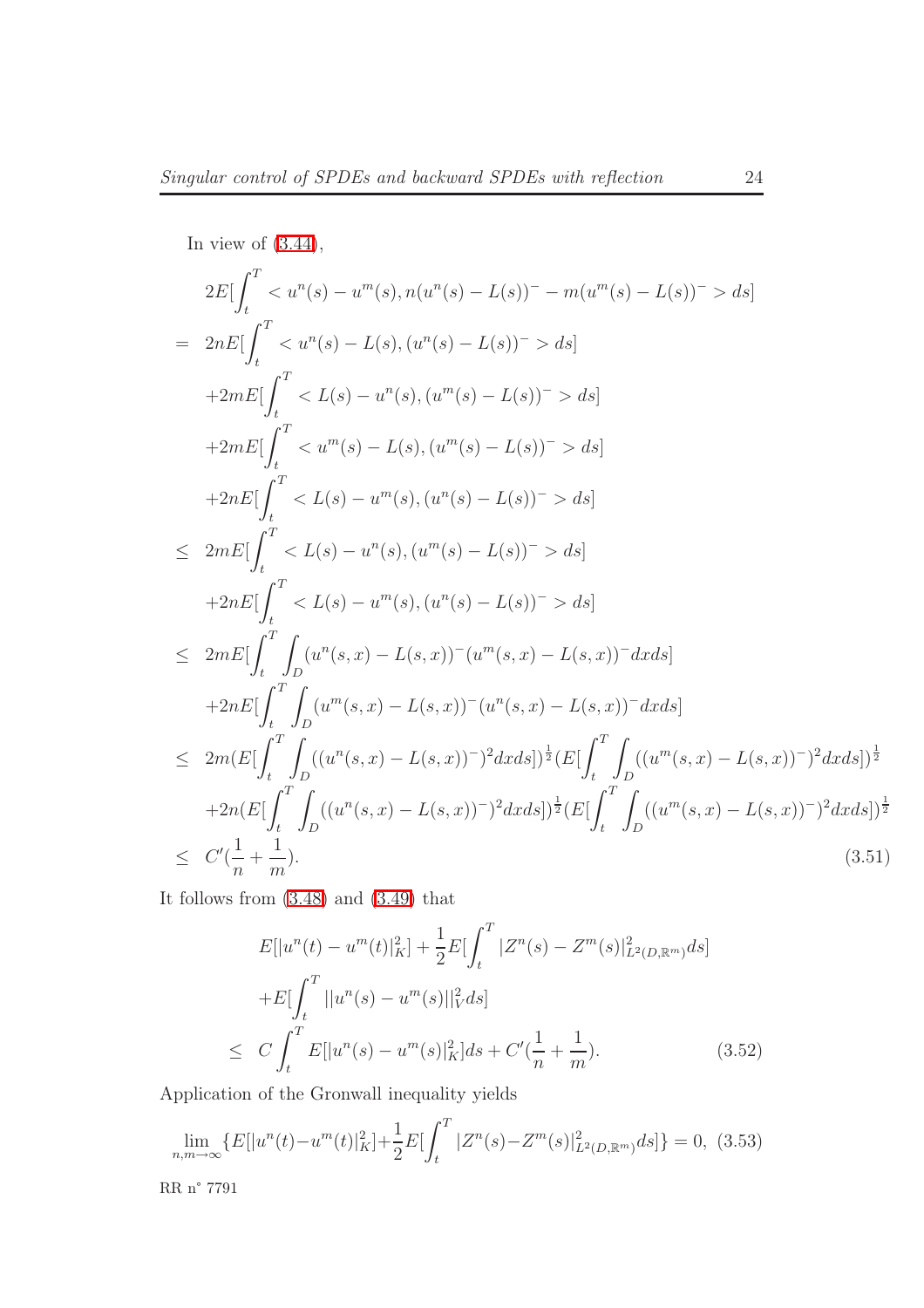In view of (3.44),

$$
\begin{aligned}
& 2E[\int_t^T < u^n(s) - u^m(s), n(u^n(s) - L(s))^- - m(u^m(s) - L(s))^- > ds] \\
= \ & 2nE[\int_t^T < u^n(s) - L(s), (u^n(s) - L(s))^- > ds] \\
& +2mE[\int_t^T < L(s) - u^n(s), (u^m(s) - L(s))^- > ds] \\
& +2mE[\int_t^T < u^m(s) - L(s), (u^m(s) - L(s))^- > ds] \\
& +2nE[\int_t^T < L(s) - u^m(s), (u^n(s) - L(s))^- > ds] \\
\leq \ & 2mE[\int_t^T < L(s) - u^n(s), (u^m(s) - L(s))^- > ds] \\
& +2nE[\int_t^T < L(s) - u^m(s), (u^n(s) - L(s))^- > ds] \\
\leq \ & 2mE[\int_t^T \int_D (u^n(s,x) - L(s,x))^- (u^m(s,x) - L(s,x))^- dxds] \\
& +2nE[\int_t^T \int_D (u^m(s,x) - L(s,x))^- (u^n(s,x) - L(s,x))^- dxds] \\
\leq \ & 2m(E[\int_t^T \int_D ((u^n(s,x) - L(s,x))^-)^2 dxds])^{\frac{1}{2}} (E[\int_t^T \int_D ((u^m(s,x) - L(s,x))^-)^2 dxds])^{\frac{1}{2}} \\
& +2n(E[\int_t^T \int_D ((u^n(s,x) - L(s,x))^-)^2 dxds])^{\frac{1}{2}} (E[\int_t^T \int_D ((u^m(s,x) - L(s,x))^-)^2 dxds])^{\frac{1}{2}} \\
\leq \ & C'(\frac{1}{n} + \frac{1}{m}).
\end{aligned}
\tag{3.51}
$$

It follows from (3.48) and (3.49) that

$$
\begin{aligned}
& E[|u^n(t) - u^m(t)|_K^2] + \frac{1}{2} E[\int_t^T |Z^n(s) - Z^m(s)|^2_{L^2(D,\mathbb{R}^m)} ds] \\
& + E[\int_t^T ||u^n(s) - u^m(s)||_V^2 ds] \\
\leq \ & C \int_t^T E[|u^n(s) - u^m(s)|_K^2] ds + C'(\frac{1}{n} + \frac{1}{m}).
\end{aligned}
\tag{3.52}
$$

Application of the Gronwall inequality yields

$$
\lim_{n,m\to\infty} \{E[|u^n(t) - u^m(t)|_K^2] + \frac{1}{2} E[\int_t^T |Z^n(s) - Z^m(s)|^2_{L^2(D,\mathbb{R}^m)} ds]\} = 0, \tag{3.53}
$$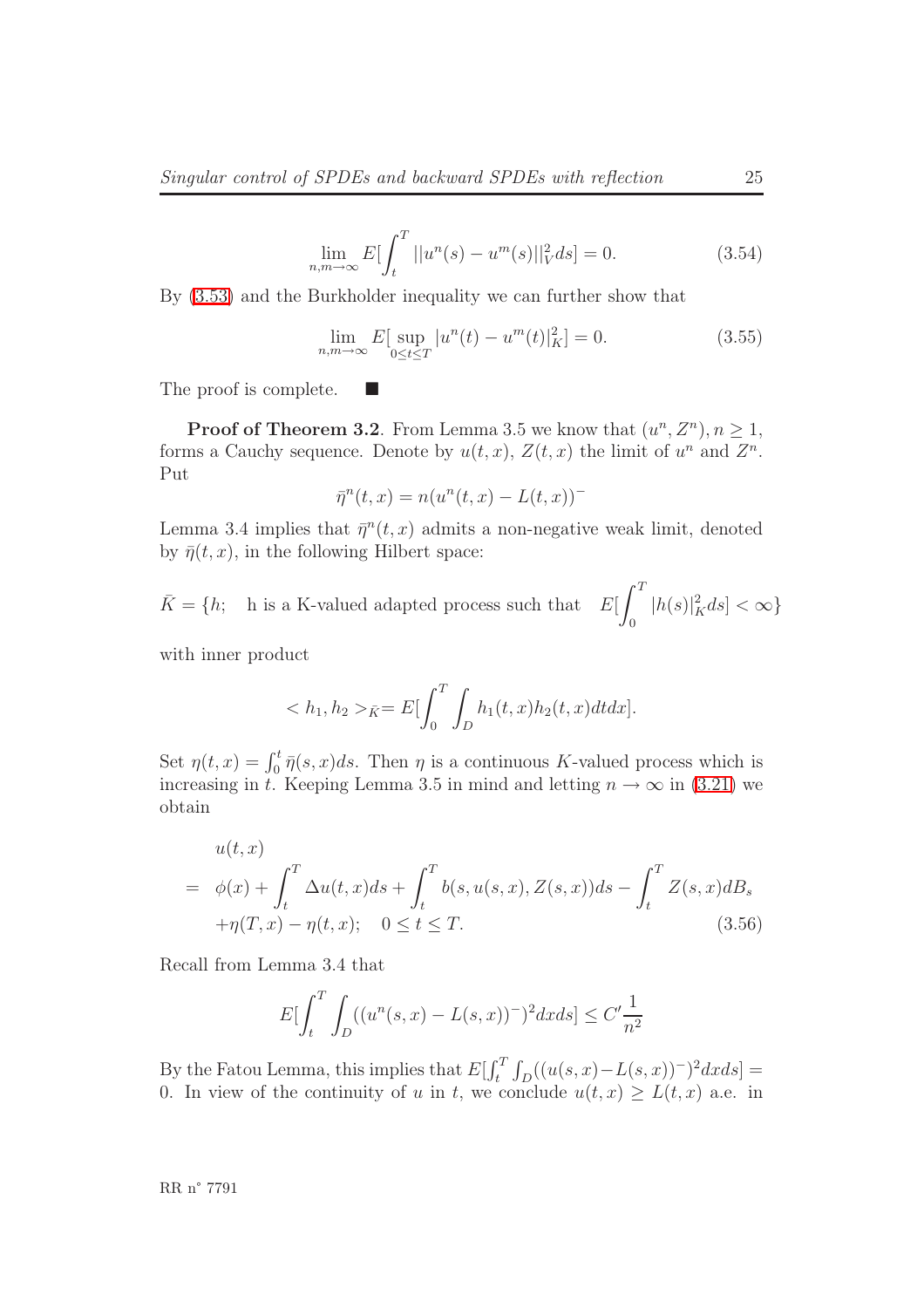$$\lim_{n,m\to\infty} E[\int_t^T ||u^n(s) - u^m(s)||_V^2 ds] = 0. \tag{3.54}$$

By (3.53) and the Burkholder inequality we can further show that

$$\lim_{n,m\to\infty} E[\sup_{0\leq t\leq T} |u^n(t) - u^m(t)|_K^2] = 0. \tag{3.55}$$

The proof is complete. ■

**Proof of Theorem 3.2**. From Lemma 3.5 we know that $(u^n, Z^n), n \geq 1$, forms a Cauchy sequence. Denote by $u(t,x)$, $Z(t,x)$ the limit of $u^n$ and $Z^n$. Put

$$\bar{\eta}^n(t,x) = n(u^n(t,x) - L(t,x))^-$$

Lemma 3.4 implies that $\bar{\eta}^n(t,x)$ admits a non-negative weak limit, denoted by $\bar{\eta}(t,x)$, in the following Hilbert space:

$$\bar{K} = \{h; \quad \text{h is a K-valued adapted process such that} \quad E[\int_0^T |h(s)|_K^2 ds] < \infty\}$$

with inner product

$$< h_1, h_2 >_{\bar{K}} = E[\int_0^T \int_D h_1(t,x) h_2(t,x) dt dx].$$

Set $\eta(t,x) = \int_0^t \bar{\eta}(s,x) ds$. Then $\eta$ is a continuous $K$-valued process which is increasing in $t$. Keeping Lemma 3.5 in mind and letting $n \to \infty$ in (3.21) we obtain

$$\begin{aligned}
& u(t,x) \\
= \; & \phi(x) + \int_t^T \Delta u(t,x) ds + \int_t^T b(s, u(s,x), Z(s,x)) ds - \int_t^T Z(s,x) dB_s \\
& + \eta(T,x) - \eta(t,x); \quad 0 \leq t \leq T.
\end{aligned} \tag{3.56}$$

Recall from Lemma 3.4 that

$$E[\int_t^T \int_D ((u^n(s,x) - L(s,x))^-)^2 dx ds] \leq C' \frac{1}{n^2}$$

By the Fatou Lemma, this implies that $E[\int_t^T \int_D ((u(s,x) - L(s,x))^-)^2 dx ds] = 0$. In view of the continuity of $u$ in $t$, we conclude $u(t,x) \geq L(t,x)$ a.e. in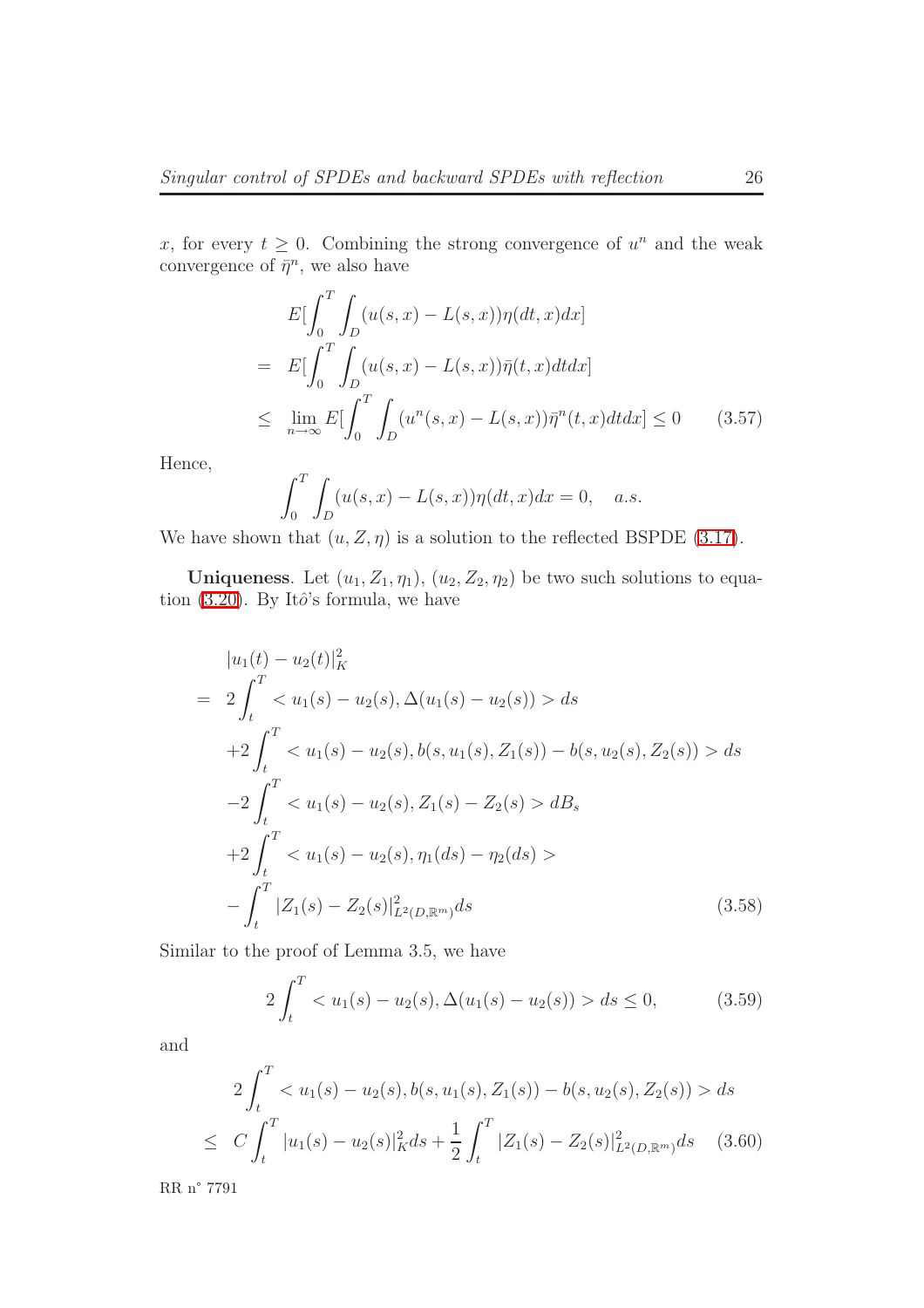$x$, for every $t \geq 0$. Combining the strong convergence of $u^n$ and the weak convergence of $\bar{\eta}^n$, we also have

$$
\begin{aligned}
& E[\int_0^T \int_D (u(s,x) - L(s,x))\eta(dt,x)dx] \\
= \; & E[\int_0^T \int_D (u(s,x) - L(s,x))\bar{\eta}(t,x)dtdx] \\
\leq \; & \lim_{n\to\infty} E[\int_0^T \int_D (u^n(s,x) - L(s,x))\bar{\eta}^n(t,x)dtdx] \leq 0 \qquad (3.57)
\end{aligned}
$$

Hence,

$$
\int_0^T \int_D (u(s,x) - L(s,x))\eta(dt,x)dx = 0, \quad a.s.
$$

We have shown that $(u, Z, \eta)$ is a solution to the reflected BSPDE (3.17).

**Uniqueness**. Let $(u_1, Z_1, \eta_1)$, $(u_2, Z_2, \eta_2)$ be two such solutions to equation (3.20). By Itô's formula, we have

$$
\begin{aligned}
& |u_1(t) - u_2(t)|_K^2 \\
= \; & 2\int_t^T < u_1(s) - u_2(s), \Delta(u_1(s) - u_2(s)) > ds \\
& +2\int_t^T < u_1(s) - u_2(s), b(s, u_1(s), Z_1(s)) - b(s, u_2(s), Z_2(s)) > ds \\
& -2\int_t^T < u_1(s) - u_2(s), Z_1(s) - Z_2(s) > dB_s \\
& +2\int_t^T < u_1(s) - u_2(s), \eta_1(ds) - \eta_2(ds) > \\
& -\int_t^T |Z_1(s) - Z_2(s)|^2_{L^2(D,\mathbb{R}^m)} ds \qquad (3.58)
\end{aligned}
$$

Similar to the proof of Lemma 3.5, we have

$$
2\int_t^T < u_1(s) - u_2(s), \Delta(u_1(s) - u_2(s)) > ds \leq 0, \qquad (3.59)
$$

and

$$
\begin{aligned}
& 2\int_t^T < u_1(s) - u_2(s), b(s, u_1(s), Z_1(s)) - b(s, u_2(s), Z_2(s)) > ds \\
\leq \; & C\int_t^T |u_1(s) - u_2(s)|_K^2 ds + \frac{1}{2}\int_t^T |Z_1(s) - Z_2(s)|^2_{L^2(D,\mathbb{R}^m)} ds \qquad (3.60)
\end{aligned}
$$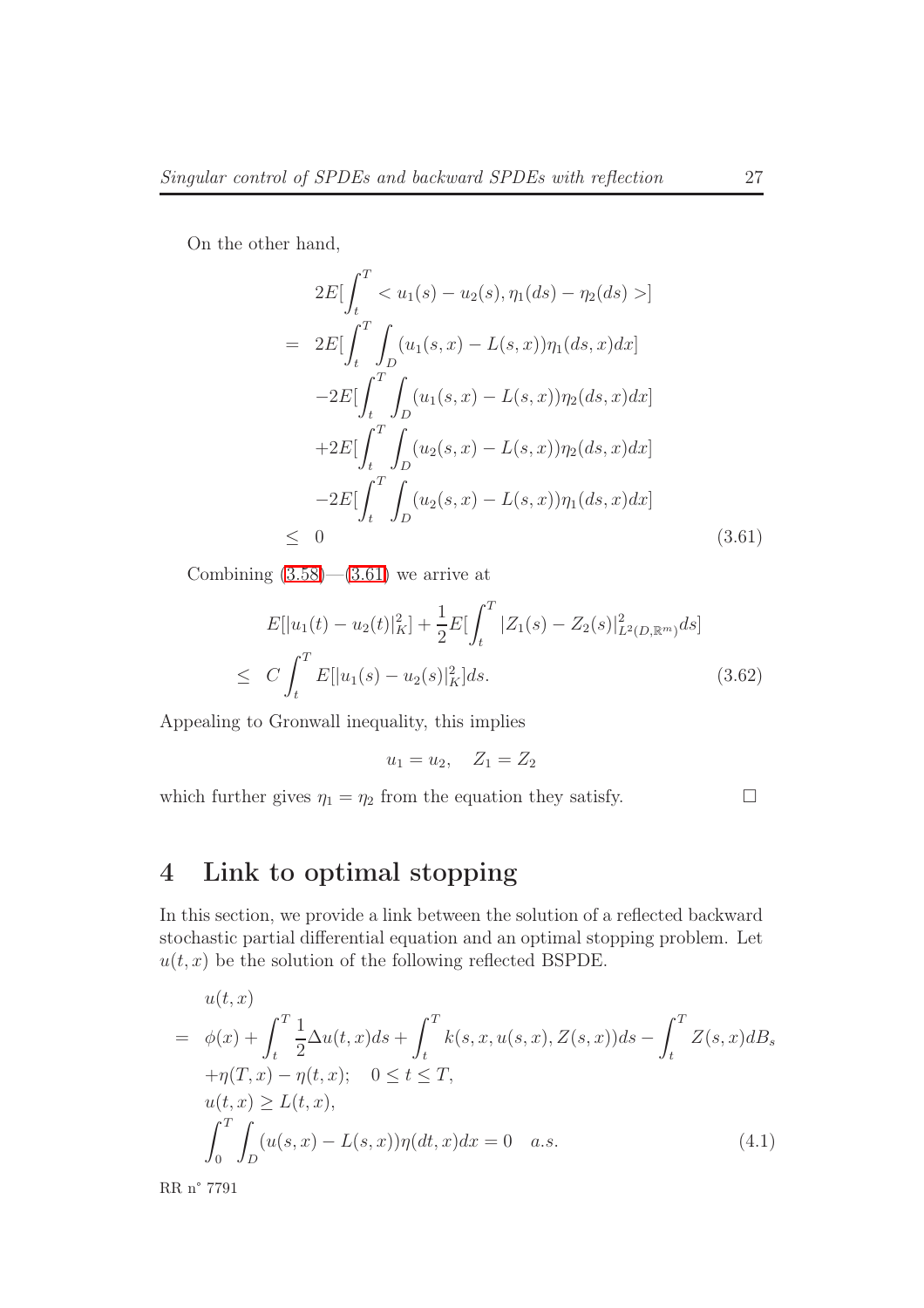On the other hand,

$$
\begin{aligned}
& 2E[\int_t^T < u_1(s) - u_2(s), \eta_1(ds) - \eta_2(ds) >] \\
= \ & 2E[\int_t^T \int_D (u_1(s,x) - L(s,x))\eta_1(ds,x)dx] \\
& -2E[\int_t^T \int_D (u_1(s,x) - L(s,x))\eta_2(ds,x)dx] \\
& +2E[\int_t^T \int_D (u_2(s,x) - L(s,x))\eta_2(ds,x)dx] \\
& -2E[\int_t^T \int_D (u_2(s,x) - L(s,x))\eta_1(ds,x)dx] \\
\leq \ & 0
\end{aligned}
\tag{3.61}
$$

Combining (3.58)—(3.61) we arrive at

$$
\begin{aligned}
& E[|u_1(t) - u_2(t)|_K^2] + \frac{1}{2}E[\int_t^T |Z_1(s) - Z_2(s)|^2_{L^2(D,\mathbb{R}^m)} ds] \\
\leq \ & C\int_t^T E[|u_1(s) - u_2(s)|_K^2]ds.
\end{aligned}
\tag{3.62}
$$

Appealing to Gronwall inequality, this implies

$$
u_1 = u_2, \quad Z_1 = Z_2
$$

which further gives $\eta_1 = \eta_2$ from the equation they satisfy. □

# 4 Link to optimal stopping

In this section, we provide a link between the solution of a reflected backward stochastic partial differential equation and an optimal stopping problem. Let $u(t,x)$ be the solution of the following reflected BSPDE.

$$
\begin{aligned}
& u(t,x) \\
= \ & \phi(x) + \int_t^T \frac{1}{2}\Delta u(t,x)ds + \int_t^T k(s,x,u(s,x),Z(s,x))ds - \int_t^T Z(s,x)dB_s \\
& +\eta(T,x) - \eta(t,x); \quad 0 \leq t \leq T, \\
& u(t,x) \geq L(t,x), \\
& \int_0^T \int_D (u(s,x) - L(s,x))\eta(dt,x)dx = 0 \quad a.s.
\end{aligned}
\tag{4.1}
$$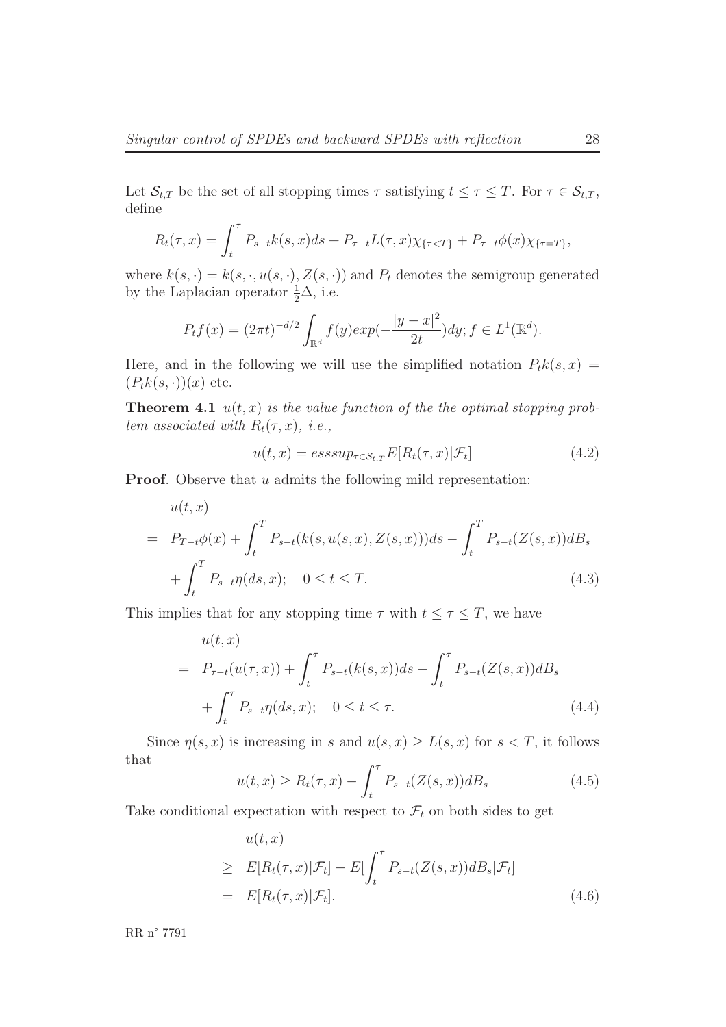Let $\mathcal{S}_{t,T}$ be the set of all stopping times $\tau$ satisfying $t \leq \tau \leq T$. For $\tau \in \mathcal{S}_{t,T}$, define

$$R_t(\tau, x) = \int_t^\tau P_{s-t}k(s,x)ds + P_{\tau-t}L(\tau,x)\chi_{\{\tau<T\}} + P_{\tau-t}\phi(x)\chi_{\{\tau=T\}},$$

where $k(s,\cdot) = k(s,\cdot,u(s,\cdot),Z(s,\cdot))$ and $P_t$ denotes the semigroup generated by the Laplacian operator $\frac{1}{2}\Delta$, i.e.

$$P_t f(x) = (2\pi t)^{-d/2} \int_{\mathbb{R}^d} f(y) exp(-\frac{|y-x|^2}{2t})dy; f \in L^1(\mathbb{R}^d).$$

Here, and in the following we will use the simplified notation $P_t k(s,x) = (P_t k(s,\cdot))(x)$ etc.

**Theorem 4.1** *$u(t,x)$ is the value function of the the optimal stopping problem associated with $R_t(\tau,x)$, i.e.,*

$$u(t,x) = esssup_{\tau \in \mathcal{S}_{t,T}} E[R_t(\tau,x)|\mathcal{F}_t] \tag{4.2}$$

**Proof**. Observe that $u$ admits the following mild representation:

$$\begin{aligned}
& u(t,x) \\
= \;& P_{T-t}\phi(x) + \int_t^T P_{s-t}(k(s,u(s,x),Z(s,x)))ds - \int_t^T P_{s-t}(Z(s,x))dB_s \\
& + \int_t^T P_{s-t}\eta(ds,x); \quad 0 \leq t \leq T.
\end{aligned} \tag{4.3}$$

This implies that for any stopping time $\tau$ with $t \leq \tau \leq T$, we have

$$\begin{aligned}
& u(t,x) \\
= \;& P_{\tau-t}(u(\tau,x)) + \int_t^\tau P_{s-t}(k(s,x))ds - \int_t^\tau P_{s-t}(Z(s,x))dB_s \\
& + \int_t^\tau P_{s-t}\eta(ds,x); \quad 0 \leq t \leq \tau.
\end{aligned} \tag{4.4}$$

Since $\eta(s,x)$ is increasing in $s$ and $u(s,x) \geq L(s,x)$ for $s < T$, it follows that

$$u(t,x) \geq R_t(\tau,x) - \int_t^\tau P_{s-t}(Z(s,x))dB_s \tag{4.5}$$

Take conditional expectation with respect to $\mathcal{F}_t$ on both sides to get

$$\begin{aligned}
& u(t,x) \\
\geq \;& E[R_t(\tau,x)|\mathcal{F}_t] - E[\int_t^\tau P_{s-t}(Z(s,x))dB_s|\mathcal{F}_t] \\
= \;& E[R_t(\tau,x)|\mathcal{F}_t].
\end{aligned} \tag{4.6}$$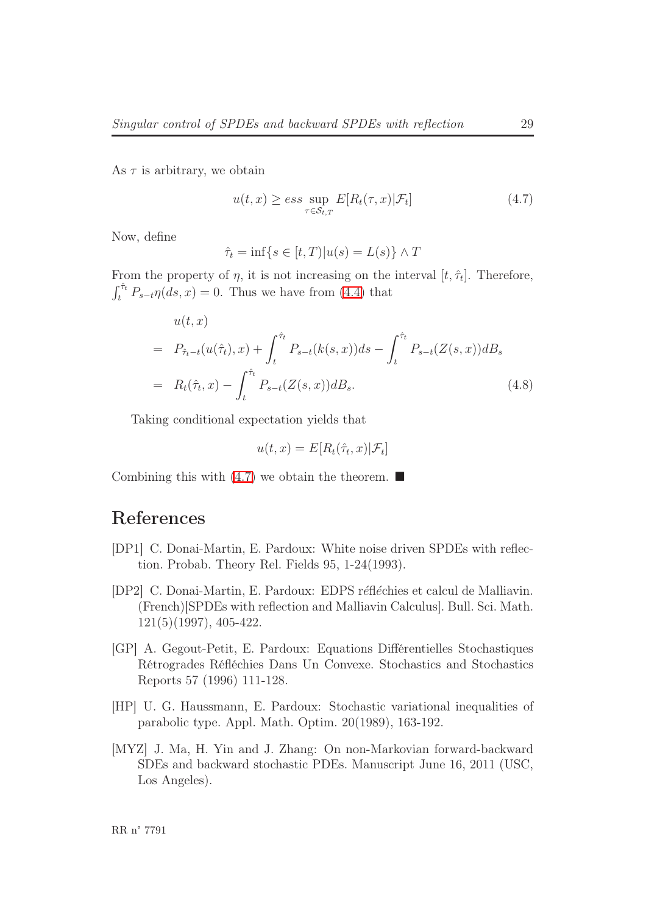As $\tau$ is arbitrary, we obtain

$$u(t,x) \geq ess \sup_{\tau \in \mathcal{S}_{t,T}} E[R_t(\tau, x)|\mathcal{F}_t] \tag{4.7}$$

Now, define

$$\hat{\tau}_t = \inf\{s \in [t,T) | u(s) = L(s)\} \wedge T$$

From the property of $\eta$, it is not increasing on the interval $[t, \hat{\tau}_t]$. Therefore, $\int_t^{\hat{\tau}_t} P_{s-t}\eta(ds, x) = 0$. Thus we have from (4.4) that

$$\begin{aligned}
& u(t,x) \\
= \;& P_{\hat{\tau}_t - t}(u(\hat{\tau}_t), x) + \int_t^{\hat{\tau}_t} P_{s-t}(k(s,x))ds - \int_t^{\hat{\tau}_t} P_{s-t}(Z(s,x))dB_s \\
= \;& R_t(\hat{\tau}_t, x) - \int_t^{\hat{\tau}_t} P_{s-t}(Z(s,x))dB_s.
\end{aligned} \tag{4.8}$$

Taking conditional expectation yields that

$$u(t,x) = E[R_t(\hat{\tau}_t, x)|\mathcal{F}_t]$$

Combining this with (4.7) we obtain the theorem. ■

# References

[DP1] C. Donai-Martin, E. Pardoux: White noise driven SPDEs with reflection. Probab. Theory Rel. Fields 95, 1-24(1993).

[DP2] C. Donai-Martin, E. Pardoux: EDPS réfléchies et calcul de Malliavin. (French)[SPDEs with reflection and Malliavin Calculus]. Bull. Sci. Math. 121(5)(1997), 405-422.

[GP] A. Gegout-Petit, E. Pardoux: Equations Différentielles Stochastiques Rétrogrades Réfléchies Dans Un Convexe. Stochastics and Stochastics Reports 57 (1996) 111-128.

[HP] U. G. Haussmann, E. Pardoux: Stochastic variational inequalities of parabolic type. Appl. Math. Optim. 20(1989), 163-192.

[MYZ] J. Ma, H. Yin and J. Zhang: On non-Markovian forward-backward SDEs and backward stochastic PDEs. Manuscript June 16, 2011 (USC, Los Angeles).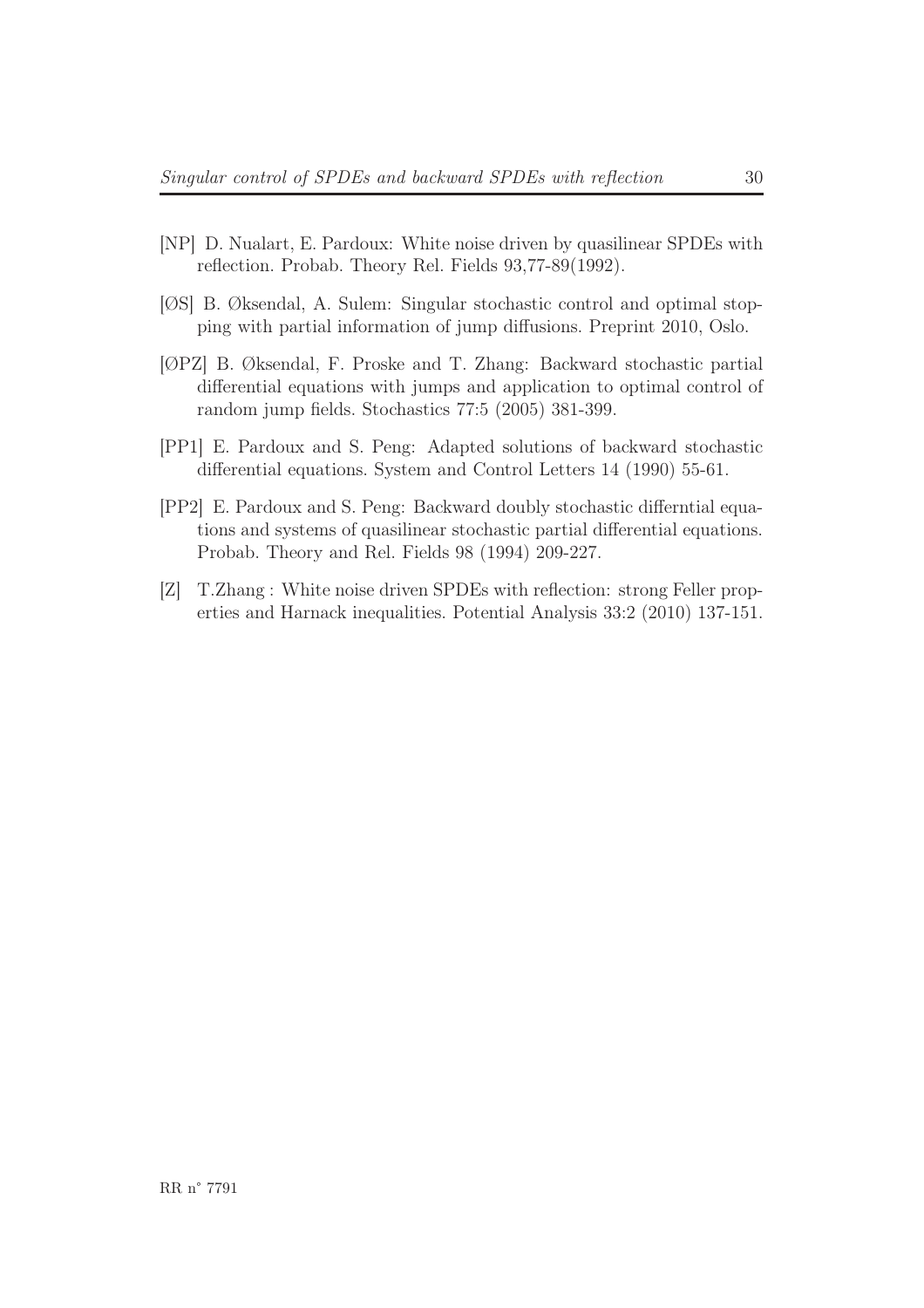[NP] D. Nualart, E. Pardoux: White noise driven by quasilinear SPDEs with reflection. Probab. Theory Rel. Fields 93,77-89(1992).

[ØS] B. Øksendal, A. Sulem: Singular stochastic control and optimal stopping with partial information of jump diffusions. Preprint 2010, Oslo.

[ØPZ] B. Øksendal, F. Proske and T. Zhang: Backward stochastic partial differential equations with jumps and application to optimal control of random jump fields. Stochastics 77:5 (2005) 381-399.

[PP1] E. Pardoux and S. Peng: Adapted solutions of backward stochastic differential equations. System and Control Letters 14 (1990) 55-61.

[PP2] E. Pardoux and S. Peng: Backward doubly stochastic differntial equations and systems of quasilinear stochastic partial differential equations. Probab. Theory and Rel. Fields 98 (1994) 209-227.

[Z] T.Zhang : White noise driven SPDEs with reflection: strong Feller properties and Harnack inequalities. Potential Analysis 33:2 (2010) 137-151.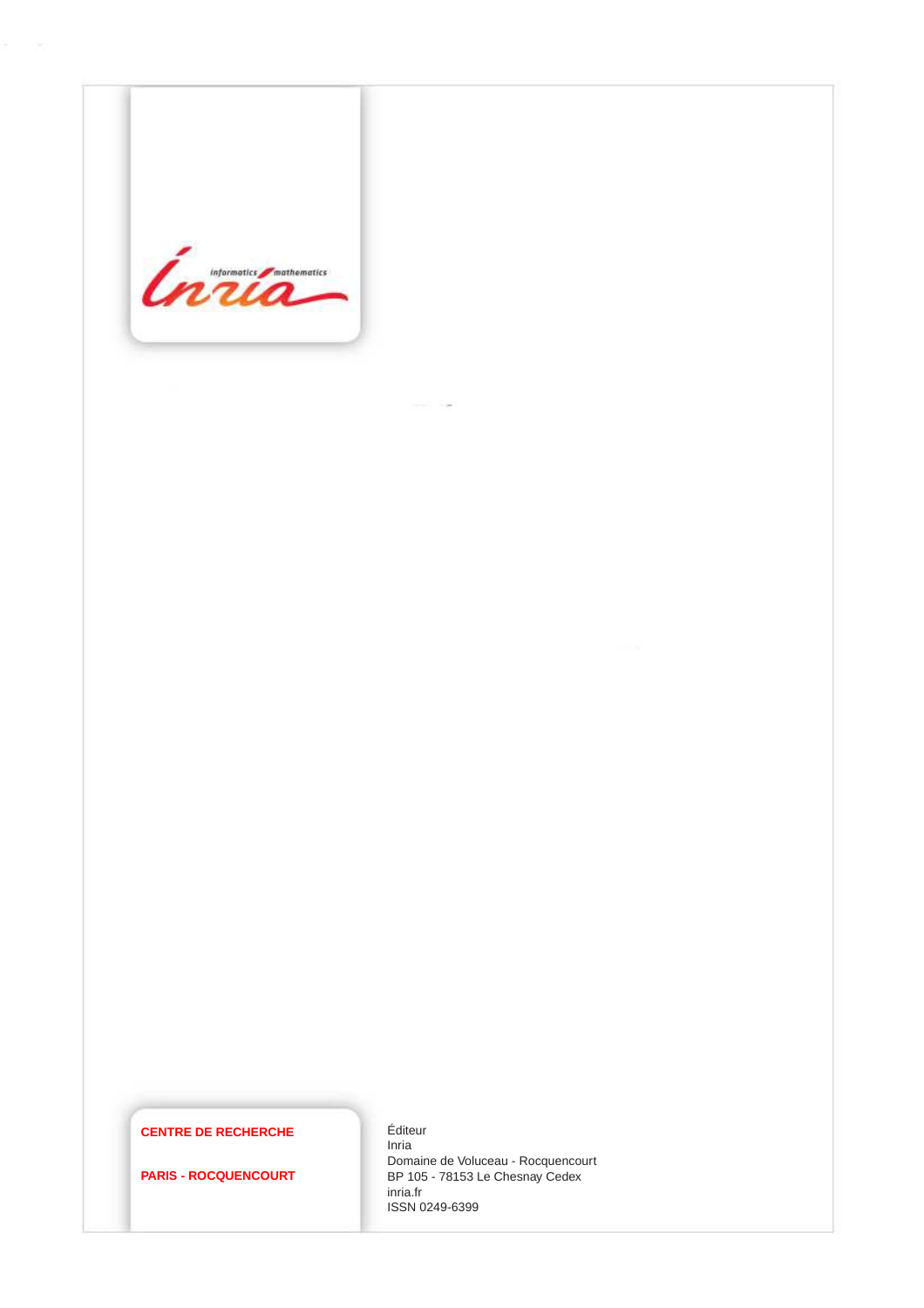CENTRE DE RECHERCHE

PARIS - ROCQUENCOURT

Éditeur
Inria
Domaine de Voluceau - Rocquencourt
BP 105 - 78153 Le Chesnay Cedex
inria.fr
ISSN 0249-6399